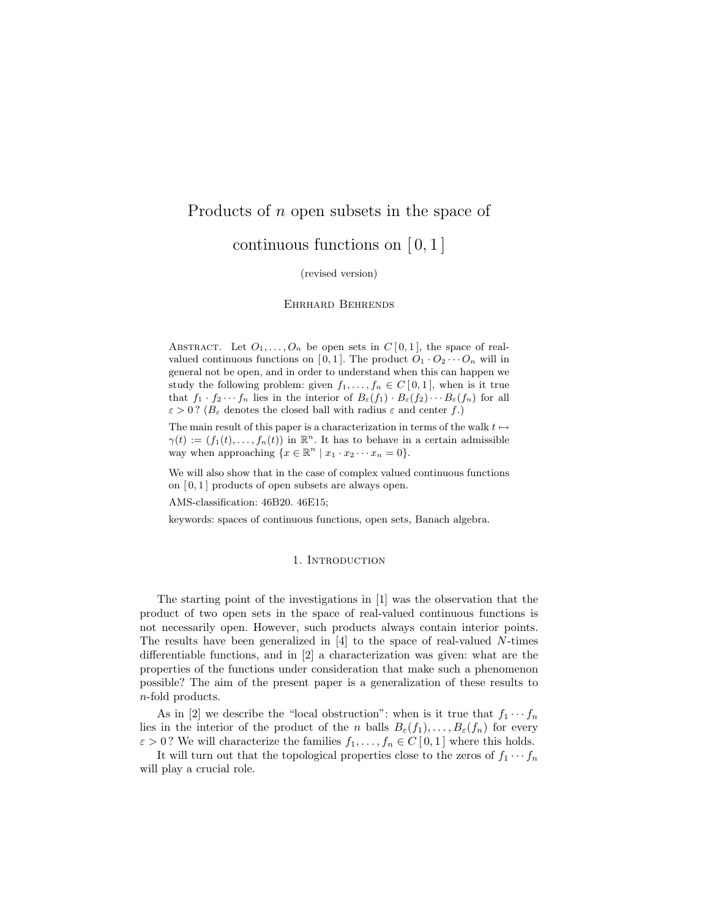# Products of $n$ open subsets in the space of continuous functions on $[0,1]$

(revised version)

Ehrhard Behrends

Abstract. Let $O_1, \ldots, O_n$ be open sets in $C[0,1]$, the space of real-valued continuous functions on $[0,1]$. The product $O_1 \cdot O_2 \cdots O_n$ will in general not be open, and in order to understand when this can happen we study the following problem: given $f_1, \ldots, f_n \in C[0,1]$, when is it true that $f_1 \cdot f_2 \cdots f_n$ lies in the interior of $B_\varepsilon(f_1) \cdot B_\varepsilon(f_2) \cdots B_\varepsilon(f_n)$ for all $\varepsilon > 0$? ($B_\varepsilon$ denotes the closed ball with radius $\varepsilon$ and center $f$.)

The main result of this paper is a characterization in terms of the walk $t \mapsto \gamma(t) := (f_1(t), \ldots, f_n(t))$ in $\mathbb{R}^n$. It has to behave in a certain admissible way when approaching $\{x \in \mathbb{R}^n \mid x_1 \cdot x_2 \cdots x_n = 0\}$.

We will also show that in the case of complex valued continuous functions on $[0,1]$ products of open subsets are always open.

AMS-classification: 46B20. 46E15;

keywords: spaces of continuous functions, open sets, Banach algebra.

## 1. Introduction

The starting point of the investigations in [1] was the observation that the product of two open sets in the space of real-valued continuous functions is not necessarily open. However, such products always contain interior points. The results have been generalized in [4] to the space of real-valued $N$-times differentiable functions, and in [2] a characterization was given: what are the properties of the functions under consideration that make such a phenomenon possible? The aim of the present paper is a generalization of these results to $n$-fold products.

As in [2] we describe the "local obstruction": when is it true that $f_1 \cdots f_n$ lies in the interior of the product of the $n$ balls $B_\varepsilon(f_1), \ldots, B_\varepsilon(f_n)$ for every $\varepsilon > 0$? We will characterize the families $f_1, \ldots, f_n \in C[0,1]$ where this holds.

It will turn out that the topological properties close to the zeros of $f_1 \cdots f_n$ will play a crucial role.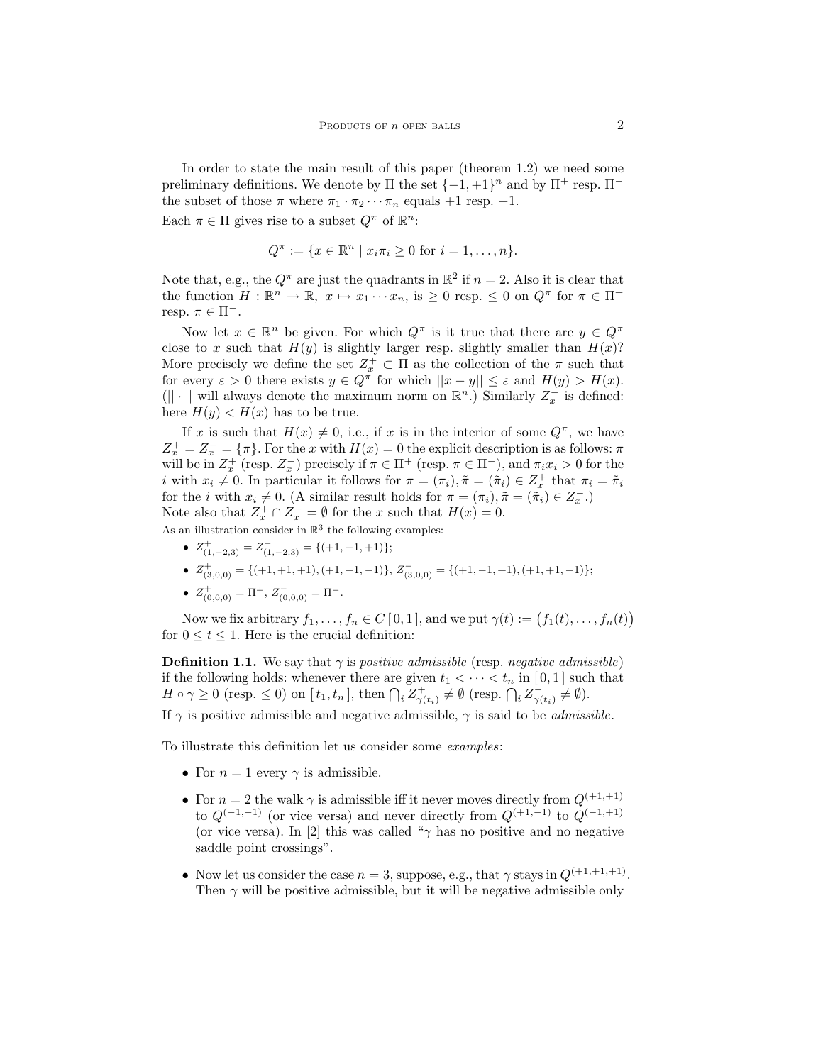In order to state the main result of this paper (theorem 1.2) we need some preliminary definitions. We denote by $\Pi$ the set $\{-1,+1\}^n$ and by $\Pi^+$ resp. $\Pi^-$ the subset of those $\pi$ where $\pi_1 \cdot \pi_2 \cdots \pi_n$ equals $+1$ resp. $-1$.

Each $\pi \in \Pi$ gives rise to a subset $Q^\pi$ of $\mathbb{R}^n$:

$$Q^\pi := \{x \in \mathbb{R}^n \mid x_i \pi_i \geq 0 \text{ for } i = 1, \ldots, n\}.$$

Note that, e.g., the $Q^\pi$ are just the quadrants in $\mathbb{R}^2$ if $n = 2$. Also it is clear that the function $H : \mathbb{R}^n \to \mathbb{R},\ x \mapsto x_1 \cdots x_n$, is $\geq 0$ resp. $\leq 0$ on $Q^\pi$ for $\pi \in \Pi^+$ resp. $\pi \in \Pi^-$.

Now let $x \in \mathbb{R}^n$ be given. For which $Q^\pi$ is it true that there are $y \in Q^\pi$ close to $x$ such that $H(y)$ is slightly larger resp. slightly smaller than $H(x)$? More precisely we define the set $Z_x^+ \subset \Pi$ as the collection of the $\pi$ such that for every $\varepsilon > 0$ there exists $y \in Q^\pi$ for which $||x - y|| \leq \varepsilon$ and $H(y) > H(x)$. ($||\cdot||$ will always denote the maximum norm on $\mathbb{R}^n$.) Similarly $Z_x^-$ is defined: here $H(y) < H(x)$ has to be true.

If $x$ is such that $H(x) \neq 0$, i.e., if $x$ is in the interior of some $Q^\pi$, we have $Z_x^+ = Z_x^- = \{\pi\}$. For the $x$ with $H(x) = 0$ the explicit description is as follows: $\pi$ will be in $Z_x^+$ (resp. $Z_x^-$) precisely if $\pi \in \Pi^+$ (resp. $\pi \in \Pi^-$), and $\pi_i x_i > 0$ for the $i$ with $x_i \neq 0$. In particular it follows for $\pi = (\pi_i), \tilde{\pi} = (\tilde{\pi}_i) \in Z_x^+$ that $\pi_i = \tilde{\pi}_i$ for the $i$ with $x_i \neq 0$. (A similar result holds for $\pi = (\pi_i), \tilde{\pi} = (\tilde{\pi}_i) \in Z_x^-$.)
Note also that $Z_x^+ \cap Z_x^- = \emptyset$ for the $x$ such that $H(x) = 0$.
As an illustration consider in $\mathbb{R}^3$ the following examples:

- $Z^+_{(1,-2,3)} = Z^-_{(1,-2,3)} = \{(+1,-1,+1)\}$;
- $Z^+_{(3,0,0)} = \{(+1,+1,+1), (+1,-1,-1)\}$, $Z^-_{(3,0,0)} = \{(+1,-1,+1), (+1,+1,-1)\}$;
- $Z^+_{(0,0,0)} = \Pi^+$, $Z^-_{(0,0,0)} = \Pi^-$.

Now we fix arbitrary $f_1, \ldots, f_n \in C\,[\,0,1\,]$, and we put $\gamma(t) := \big(f_1(t), \ldots, f_n(t)\big)$ for $0 \leq t \leq 1$. Here is the crucial definition:

**Definition 1.1.** We say that $\gamma$ is *positive admissible* (resp. *negative admissible*) if the following holds: whenever there are given $t_1 < \cdots < t_n$ in $[\,0,1\,]$ such that $H \circ \gamma \geq 0$ (resp. $\leq 0$) on $[\,t_1, t_n\,]$, then $\bigcap_i Z^+_{\gamma(t_i)} \neq \emptyset$ (resp. $\bigcap_i Z^-_{\gamma(t_i)} \neq \emptyset$).
If $\gamma$ is positive admissible and negative admissible, $\gamma$ is said to be *admissible*.

To illustrate this definition let us consider some *examples*:

- For $n = 1$ every $\gamma$ is admissible.
- For $n = 2$ the walk $\gamma$ is admissible iff it never moves directly from $Q^{(+1,+1)}$ to $Q^{(-1,-1)}$ (or vice versa) and never directly from $Q^{(+1,-1)}$ to $Q^{(-1,+1)}$ (or vice versa). In [2] this was called "$\gamma$ has no positive and no negative saddle point crossings".
- Now let us consider the case $n = 3$, suppose, e.g., that $\gamma$ stays in $Q^{(+1,+1,+1)}$. Then $\gamma$ will be positive admissible, but it will be negative admissible only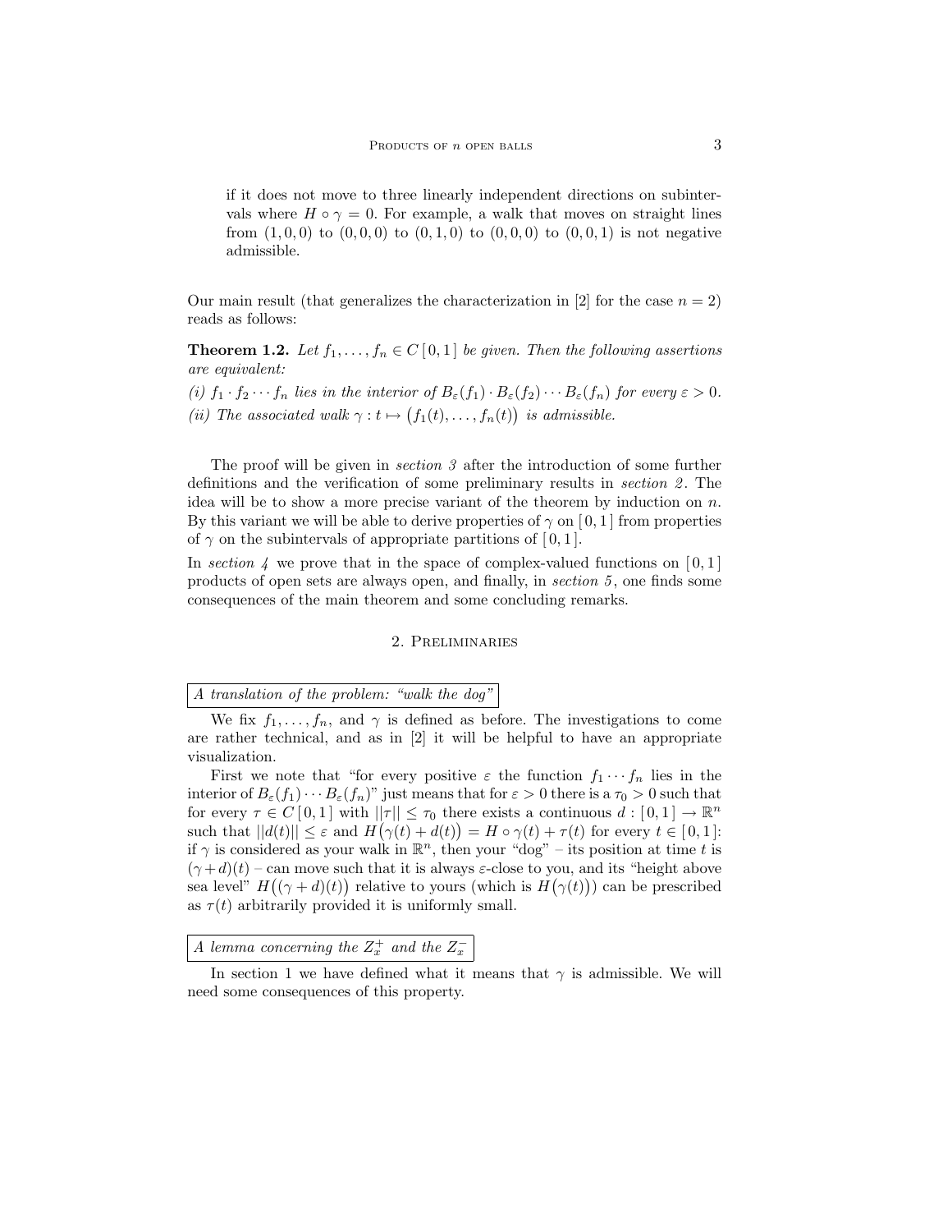if it does not move to three linearly independent directions on subintervals where $H \circ \gamma = 0$. For example, a walk that moves on straight lines from $(1, 0, 0)$ to $(0, 0, 0)$ to $(0, 1, 0)$ to $(0, 0, 0)$ to $(0, 0, 1)$ is not negative admissible.

Our main result (that generalizes the characterization in [2] for the case $n = 2$) reads as follows:

**Theorem 1.2.** *Let $f_1, \ldots, f_n \in C\,[\,0, 1\,]$ be given. Then the following assertions are equivalent:*

*(i) $f_1 \cdot f_2 \cdots f_n$ lies in the interior of $B_\varepsilon(f_1) \cdot B_\varepsilon(f_2) \cdots B_\varepsilon(f_n)$ for every $\varepsilon > 0$.*

*(ii) The associated walk $\gamma : t \mapsto \big(f_1(t), \ldots, f_n(t)\big)$ is admissible.*

The proof will be given in *section 3* after the introduction of some further definitions and the verification of some preliminary results in *section 2*. The idea will be to show a more precise variant of the theorem by induction on $n$. By this variant we will be able to derive properties of $\gamma$ on $[\,0, 1\,]$ from properties of $\gamma$ on the subintervals of appropriate partitions of $[\,0, 1\,]$.

In *section 4* we prove that in the space of complex-valued functions on $[\,0, 1\,]$ products of open sets are always open, and finally, in *section 5*, one finds some consequences of the main theorem and some concluding remarks.

## 2. Preliminaries

*A translation of the problem: "walk the dog"*

We fix $f_1, \ldots, f_n$, and $\gamma$ is defined as before. The investigations to come are rather technical, and as in [2] it will be helpful to have an appropriate visualization.

First we note that "for every positive $\varepsilon$ the function $f_1 \cdots f_n$ lies in the interior of $B_\varepsilon(f_1) \cdots B_\varepsilon(f_n)$" just means that for $\varepsilon > 0$ there is a $\tau_0 > 0$ such that for every $\tau \in C\,[\,0, 1\,]$ with $||\tau|| \leq \tau_0$ there exists a continuous $d : [\,0, 1\,] \to \mathbb{R}^n$ such that $||d(t)|| \leq \varepsilon$ and $H\big(\gamma(t) + d(t)\big) = H \circ \gamma(t) + \tau(t)$ for every $t \in [\,0, 1\,]$: if $\gamma$ is considered as your walk in $\mathbb{R}^n$, then your "dog" – its position at time $t$ is $(\gamma + d)(t)$ – can move such that it is always $\varepsilon$-close to you, and its "height above sea level" $H\big((\gamma + d)(t)\big)$ relative to yours (which is $H\big(\gamma(t)\big)$) can be prescribed as $\tau(t)$ arbitrarily provided it is uniformly small.

*A lemma concerning the $Z_x^+$ and the $Z_x^-$*

In section 1 we have defined what it means that $\gamma$ is admissible. We will need some consequences of this property.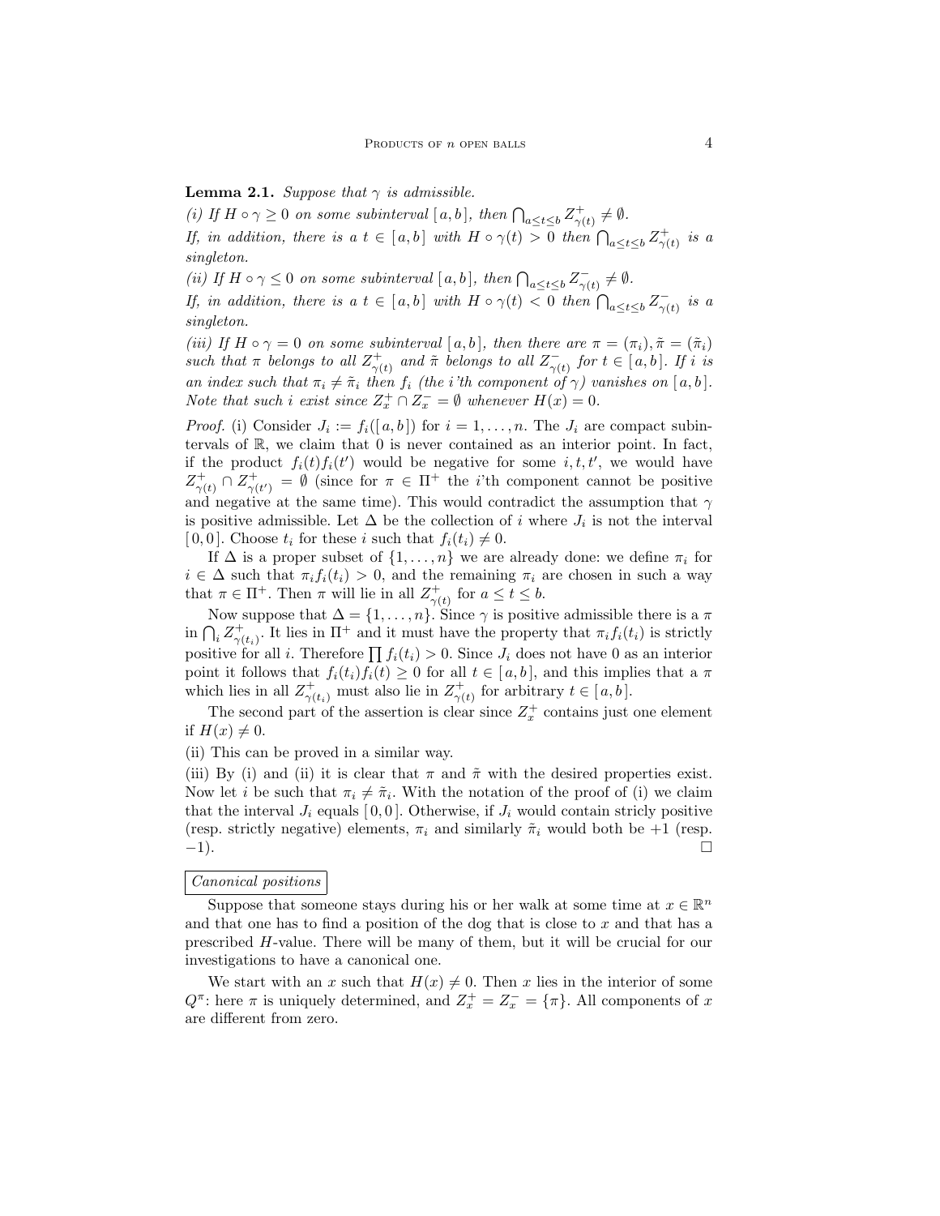**Lemma 2.1.** *Suppose that $\gamma$ is admissible.*

*(i) If $H \circ \gamma \geq 0$ on some subinterval $[\,a, b\,]$, then $\bigcap_{a \leq t \leq b} Z^+_{\gamma(t)} \neq \emptyset$.*
*If, in addition, there is a $t \in [\,a, b\,]$ with $H \circ \gamma(t) > 0$ then $\bigcap_{a \leq t \leq b} Z^+_{\gamma(t)}$ is a singleton.*

*(ii) If $H \circ \gamma \leq 0$ on some subinterval $[\,a, b\,]$, then $\bigcap_{a \leq t \leq b} Z^-_{\gamma(t)} \neq \emptyset$.*
*If, in addition, there is a $t \in [\,a, b\,]$ with $H \circ \gamma(t) < 0$ then $\bigcap_{a \leq t \leq b} Z^-_{\gamma(t)}$ is a singleton.*

*(iii) If $H \circ \gamma = 0$ on some subinterval $[\,a, b\,]$, then there are $\pi = (\pi_i), \tilde{\pi} = (\tilde{\pi}_i)$ such that $\pi$ belongs to all $Z^+_{\gamma(t)}$ and $\tilde{\pi}$ belongs to all $Z^-_{\gamma(t)}$ for $t \in [\,a, b\,]$. If $i$ is an index such that $\pi_i \neq \tilde{\pi}_i$ then $f_i$ (the $i$'th component of $\gamma$) vanishes on $[\,a, b\,]$. Note that such $i$ exist since $Z^+_x \cap Z^-_x = \emptyset$ whenever $H(x) = 0$.*

*Proof.* (i) Consider $J_i := f_i([\,a, b\,])$ for $i = 1, \ldots, n$. The $J_i$ are compact subintervals of $\mathbb{R}$, we claim that 0 is never contained as an interior point. In fact, if the product $f_i(t)f_i(t')$ would be negative for some $i, t, t'$, we would have $Z^+_{\gamma(t)} \cap Z^+_{\gamma(t')} = \emptyset$ (since for $\pi \in \Pi^+$ the $i$'th component cannot be positive and negative at the same time). This would contradict the assumption that $\gamma$ is positive admissible. Let $\Delta$ be the collection of $i$ where $J_i$ is not the interval $[\,0, 0\,]$. Choose $t_i$ for these $i$ such that $f_i(t_i) \neq 0$.

If $\Delta$ is a proper subset of $\{1, \ldots, n\}$ we are already done: we define $\pi_i$ for $i \in \Delta$ such that $\pi_i f_i(t_i) > 0$, and the remaining $\pi_i$ are chosen in such a way that $\pi \in \Pi^+$. Then $\pi$ will lie in all $Z^+_{\gamma(t)}$ for $a \leq t \leq b$.

Now suppose that $\Delta = \{1, \ldots, n\}$. Since $\gamma$ is positive admissible there is a $\pi$ in $\bigcap_i Z^+_{\gamma(t_i)}$. It lies in $\Pi^+$ and it must have the property that $\pi_i f_i(t_i)$ is strictly positive for all $i$. Therefore $\prod f_i(t_i) > 0$. Since $J_i$ does not have 0 as an interior point it follows that $f_i(t_i)f_i(t) \geq 0$ for all $t \in [\,a, b\,]$, and this implies that a $\pi$ which lies in all $Z^+_{\gamma(t_i)}$ must also lie in $Z^+_{\gamma(t)}$ for arbitrary $t \in [\,a, b\,]$.

The second part of the assertion is clear since $Z^+_x$ contains just one element if $H(x) \neq 0$.

(ii) This can be proved in a similar way.

(iii) By (i) and (ii) it is clear that $\pi$ and $\tilde{\pi}$ with the desired properties exist. Now let $i$ be such that $\pi_i \neq \tilde{\pi}_i$. With the notation of the proof of (i) we claim that the interval $J_i$ equals $[\,0, 0\,]$. Otherwise, if $J_i$ would contain stricly positive (resp. strictly negative) elements, $\pi_i$ and similarly $\tilde{\pi}_i$ would both be $+1$ (resp. $-1$). □

*Canonical positions*

Suppose that someone stays during his or her walk at some time at $x \in \mathbb{R}^n$ and that one has to find a position of the dog that is close to $x$ and that has a prescribed $H$-value. There will be many of them, but it will be crucial for our investigations to have a canonical one.

We start with an $x$ such that $H(x) \neq 0$. Then $x$ lies in the interior of some $Q^\pi$: here $\pi$ is uniquely determined, and $Z^+_x = Z^-_x = \{\pi\}$. All components of $x$ are different from zero.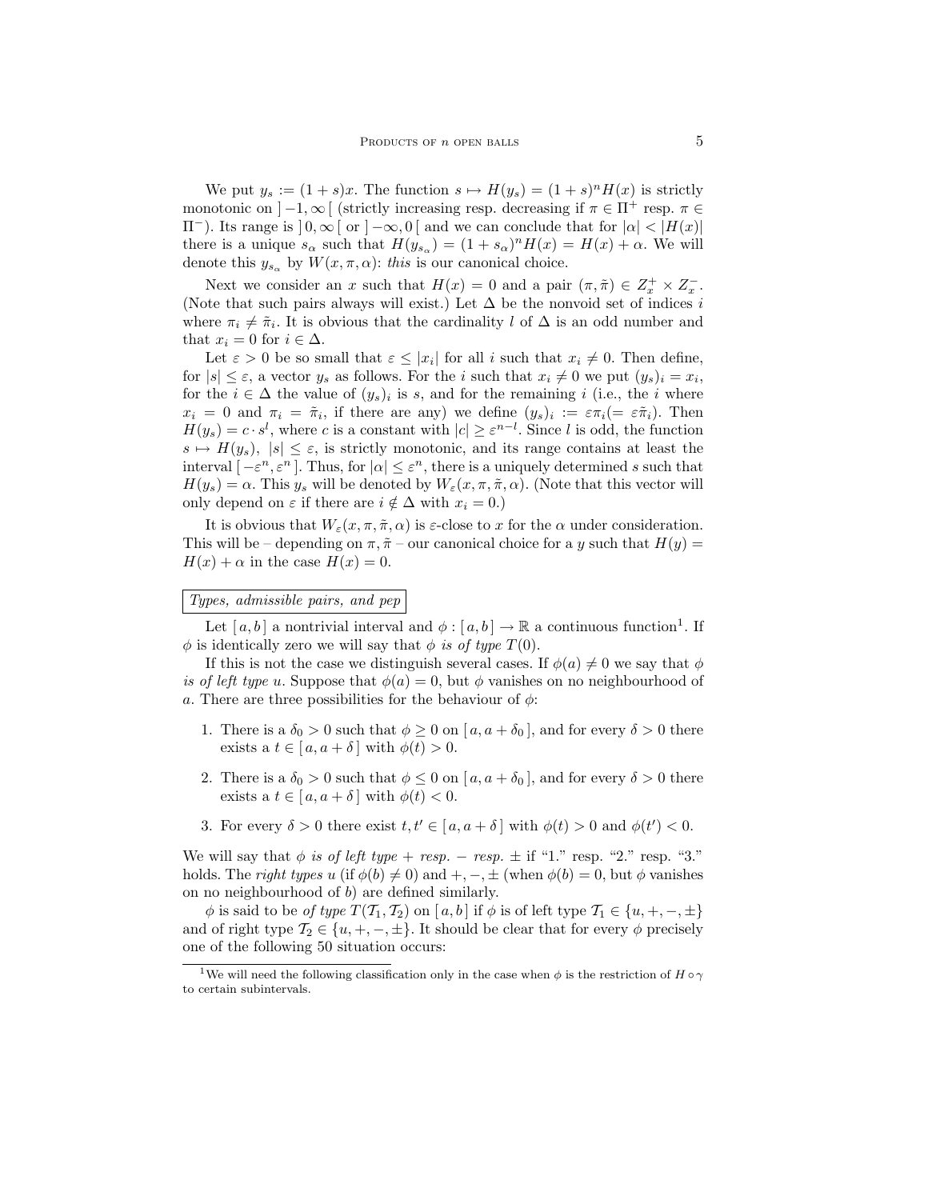We put $y_s := (1+s)x$. The function $s \mapsto H(y_s) = (1+s)^n H(x)$ is strictly monotonic on $]-1,\infty[$ (strictly increasing resp. decreasing if $\pi \in \Pi^+$ resp. $\pi \in \Pi^-$). Its range is $]0,\infty[$ or $]-\infty,0[$ and we can conclude that for $|\alpha| < |H(x)|$ there is a unique $s_\alpha$ such that $H(y_{s_\alpha}) = (1+s_\alpha)^n H(x) = H(x) + \alpha$. We will denote this $y_{s_\alpha}$ by $W(x,\pi,\alpha)$: *this* is our canonical choice.

Next we consider an $x$ such that $H(x) = 0$ and a pair $(\pi, \tilde{\pi}) \in Z_x^+ \times Z_x^-$. (Note that such pairs always will exist.) Let $\Delta$ be the nonvoid set of indices $i$ where $\pi_i \neq \tilde{\pi}_i$. It is obvious that the cardinality $l$ of $\Delta$ is an odd number and that $x_i = 0$ for $i \in \Delta$.

Let $\varepsilon > 0$ be so small that $\varepsilon \leq |x_i|$ for all $i$ such that $x_i \neq 0$. Then define, for $|s| \leq \varepsilon$, a vector $y_s$ as follows. For the $i$ such that $x_i \neq 0$ we put $(y_s)_i = x_i$, for the $i \in \Delta$ the value of $(y_s)_i$ is $s$, and for the remaining $i$ (i.e., the $i$ where $x_i = 0$ and $\pi_i = \tilde{\pi}_i$, if there are any) we define $(y_s)_i := \varepsilon \pi_i (= \varepsilon \tilde{\pi}_i)$. Then $H(y_s) = c \cdot s^l$, where $c$ is a constant with $|c| \geq \varepsilon^{n-l}$. Since $l$ is odd, the function $s \mapsto H(y_s)$, $|s| \leq \varepsilon$, is strictly monotonic, and its range contains at least the interval $[-\varepsilon^n, \varepsilon^n]$. Thus, for $|\alpha| \leq \varepsilon^n$, there is a uniquely determined $s$ such that $H(y_s) = \alpha$. This $y_s$ will be denoted by $W_\varepsilon(x, \pi, \tilde{\pi}, \alpha)$. (Note that this vector will only depend on $\varepsilon$ if there are $i \notin \Delta$ with $x_i = 0$.)

It is obvious that $W_\varepsilon(x, \pi, \tilde{\pi}, \alpha)$ is $\varepsilon$-close to $x$ for the $\alpha$ under consideration. This will be – depending on $\pi, \tilde{\pi}$ – our canonical choice for a $y$ such that $H(y) = H(x) + \alpha$ in the case $H(x) = 0$.

*Types, admissible pairs, and pep*

Let $[a,b]$ a nontrivial interval and $\phi : [a,b] \to \mathbb{R}$ a continuous function[1]. If $\phi$ is identically zero we will say that $\phi$ *is of type* $T(0)$.

If this is not the case we distinguish several cases. If $\phi(a) \neq 0$ we say that $\phi$ *is of left type* $u$. Suppose that $\phi(a) = 0$, but $\phi$ vanishes on no neighbourhood of $a$. There are three possibilities for the behaviour of $\phi$:

1. There is a $\delta_0 > 0$ such that $\phi \geq 0$ on $[a, a+\delta_0]$, and for every $\delta > 0$ there exists a $t \in [a, a+\delta]$ with $\phi(t) > 0$.
2. There is a $\delta_0 > 0$ such that $\phi \leq 0$ on $[a, a+\delta_0]$, and for every $\delta > 0$ there exists a $t \in [a, a+\delta]$ with $\phi(t) < 0$.
3. For every $\delta > 0$ there exist $t, t' \in [a, a+\delta]$ with $\phi(t) > 0$ and $\phi(t') < 0$.

We will say that $\phi$ *is of left type* $+$ *resp.* $-$ *resp.* $\pm$ if "1." resp. "2." resp. "3." holds. The *right types* $u$ (if $\phi(b) \neq 0$) and $+, -, \pm$ (when $\phi(b) = 0$, but $\phi$ vanishes on no neighbourhood of $b$) are defined similarly.

$\phi$ is said to be *of type* $T(\mathcal{T}_1, \mathcal{T}_2)$ on $[a,b]$ if $\phi$ is of left type $\mathcal{T}_1 \in \{u, +, -, \pm\}$ and of right type $\mathcal{T}_2 \in \{u, +, -, \pm\}$. It should be clear that for every $\phi$ precisely one of the following 50 situation occurs:

[1] We will need the following classification only in the case when $\phi$ is the restriction of $H \circ \gamma$ to certain subintervals.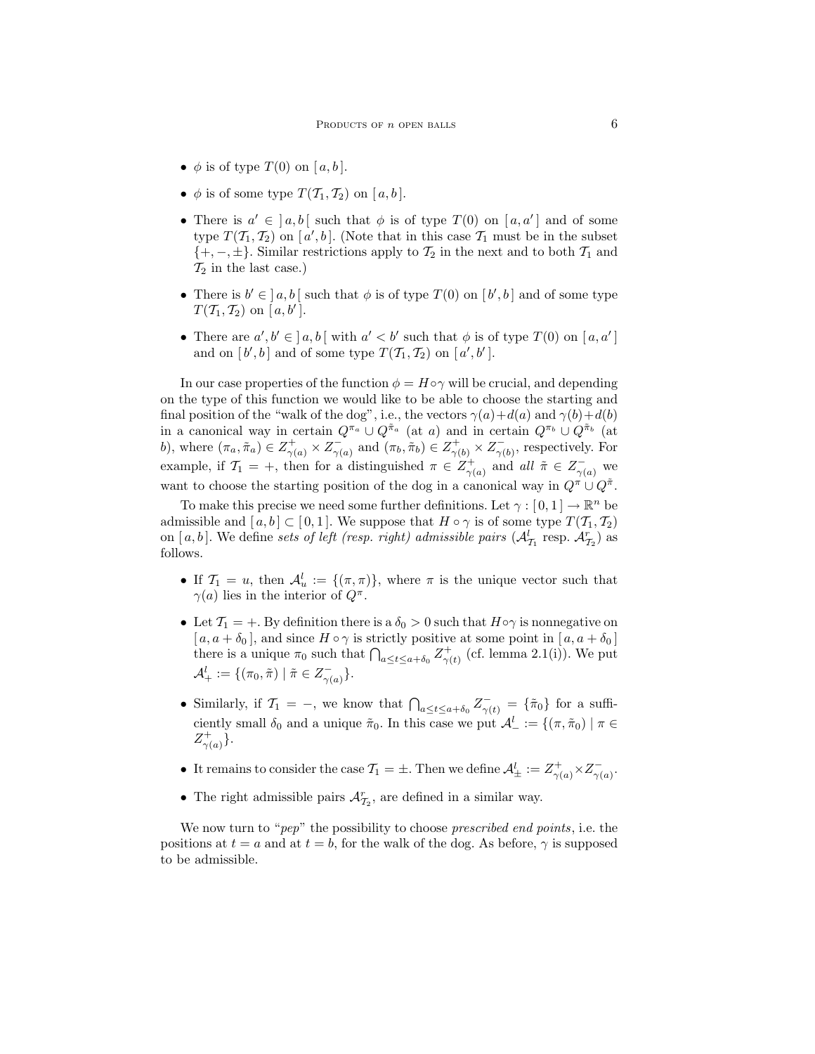- $\phi$ is of type $T(0)$ on $[\,a,b\,]$.
- $\phi$ is of some type $T(\mathcal{T}_1,\mathcal{T}_2)$ on $[\,a,b\,]$.
- There is $a' \in \,]\,a,b\,[$ such that $\phi$ is of type $T(0)$ on $[\,a,a'\,]$ and of some type $T(\mathcal{T}_1,\mathcal{T}_2)$ on $[\,a',b\,]$. (Note that in this case $\mathcal{T}_1$ must be in the subset $\{+,-,\pm\}$. Similar restrictions apply to $\mathcal{T}_2$ in the next and to both $\mathcal{T}_1$ and $\mathcal{T}_2$ in the last case.)
- There is $b' \in \,]\,a,b\,[$ such that $\phi$ is of type $T(0)$ on $[\,b',b\,]$ and of some type $T(\mathcal{T}_1,\mathcal{T}_2)$ on $[\,a,b'\,]$.
- There are $a',b' \in \,]\,a,b\,[$ with $a' < b'$ such that $\phi$ is of type $T(0)$ on $[\,a,a'\,]$ and on $[\,b',b\,]$ and of some type $T(\mathcal{T}_1,\mathcal{T}_2)$ on $[\,a',b'\,]$.

In our case properties of the function $\phi = H\circ\gamma$ will be crucial, and depending on the type of this function we would like to be able to choose the starting and final position of the "walk of the dog", i.e., the vectors $\gamma(a)+d(a)$ and $\gamma(b)+d(b)$ in a canonical way in certain $Q^{\pi_a} \cup Q^{\tilde{\pi}_a}$ (at $a$) and in certain $Q^{\pi_b} \cup Q^{\tilde{\pi}_b}$ (at $b$), where $(\pi_a,\tilde{\pi}_a) \in Z^+_{\gamma(a)} \times Z^-_{\gamma(a)}$ and $(\pi_b,\tilde{\pi}_b) \in Z^+_{\gamma(b)} \times Z^-_{\gamma(b)}$, respectively. For example, if $\mathcal{T}_1 = +$, then for a distinguished $\pi \in Z^+_{\gamma(a)}$ and *all* $\tilde{\pi} \in Z^-_{\gamma(a)}$ we want to choose the starting position of the dog in a canonical way in $Q^{\pi} \cup Q^{\tilde{\pi}}$.

To make this precise we need some further definitions. Let $\gamma : [\,0,1\,] \to \mathbb{R}^n$ be admissible and $[\,a,b\,] \subset [\,0,1\,]$. We suppose that $H\circ\gamma$ is of some type $T(\mathcal{T}_1,\mathcal{T}_2)$ on $[\,a,b\,]$. We define *sets of left (resp. right) admissible pairs* ($\mathcal{A}^l_{\mathcal{T}_1}$ resp. $\mathcal{A}^r_{\mathcal{T}_2}$) as follows.

- If $\mathcal{T}_1 = u$, then $\mathcal{A}^l_u := \{(\pi,\pi)\}$, where $\pi$ is the unique vector such that $\gamma(a)$ lies in the interior of $Q^{\pi}$.
- Let $\mathcal{T}_1 = +$. By definition there is a $\delta_0 > 0$ such that $H\circ\gamma$ is nonnegative on $[\,a,a+\delta_0\,]$, and since $H\circ\gamma$ is strictly positive at some point in $[\,a,a+\delta_0\,]$ there is a unique $\pi_0$ such that $\bigcap_{a\le t\le a+\delta_0} Z^+_{\gamma(t)}$ (cf. lemma 2.1(i)). We put $\mathcal{A}^l_+ := \{(\pi_0,\tilde{\pi}) \mid \tilde{\pi} \in Z^-_{\gamma(a)}\}$.
- Similarly, if $\mathcal{T}_1 = -$, we know that $\bigcap_{a\le t\le a+\delta_0} Z^-_{\gamma(t)} = \{\tilde{\pi}_0\}$ for a sufficiently small $\delta_0$ and a unique $\tilde{\pi}_0$. In this case we put $\mathcal{A}^l_- := \{(\pi,\tilde{\pi}_0) \mid \pi \in Z^+_{\gamma(a)}\}$.
- It remains to consider the case $\mathcal{T}_1 = \pm$. Then we define $\mathcal{A}^l_\pm := Z^+_{\gamma(a)} \times Z^-_{\gamma(a)}$.
- The right admissible pairs $\mathcal{A}^r_{\mathcal{T}_2}$, are defined in a similar way.

We now turn to "*pep*" the possibility to choose *prescribed end points*, i.e. the positions at $t = a$ and at $t = b$, for the walk of the dog. As before, $\gamma$ is supposed to be admissible.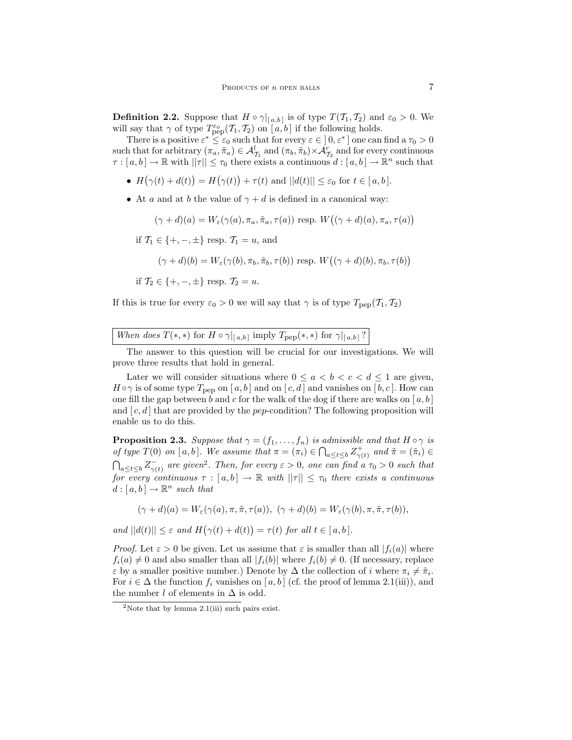**Definition 2.2.** Suppose that $H \circ \gamma|_{[a,b]}$ is of type $T(\mathcal{T}_1, \mathcal{T}_2)$ and $\varepsilon_0 > 0$. We will say that $\gamma$ of type $T^{\varepsilon_0}_{\rm pep}(\mathcal{T}_1, \mathcal{T}_2)$ on $[a,b]$ if the following holds.

There is a positive $\varepsilon^* \leq \varepsilon_0$ such that for every $\varepsilon \in \,]0, \varepsilon^*]$ one can find a $\tau_0 > 0$ such that for arbitrary $(\pi_a, \tilde{\pi}_a) \in \mathcal{A}^l_{\mathcal{T}_1}$ and $(\pi_b, \tilde{\pi}_b) \times \mathcal{A}^r_{\mathcal{T}_2}$ and for every continuous $\tau : [a,b] \to \mathbb{R}$ with $||\tau|| \leq \tau_0$ there exists a continuous $d : [a,b] \to \mathbb{R}^n$ such that

- $H\big(\gamma(t) + d(t)\big) = H\big(\gamma(t)\big) + \tau(t)$ and $||d(t)|| \leq \varepsilon_0$ for $t \in [a,b]$.
- At $a$ and at $b$ the value of $\gamma + d$ is defined in a canonical way:

  $$(\gamma + d)(a) = W_\varepsilon(\gamma(a), \pi_a, \tilde{\pi}_a, \tau(a)) \text{ resp. } W\big((\gamma + d)(a), \pi_a, \tau(a)\big)$$

  if $\mathcal{T}_1 \in \{+, -, \pm\}$ resp. $\mathcal{T}_1 = u$, and

  $$(\gamma + d)(b) = W_\varepsilon(\gamma(b), \pi_b, \tilde{\pi}_b, \tau(b)) \text{ resp. } W\big((\gamma + d)(b), \pi_b, \tau(b)\big)$$

  if $\mathcal{T}_2 \in \{+, -, \pm\}$ resp. $\mathcal{T}_2 = u$.

If this is true for every $\varepsilon_0 > 0$ we will say that $\gamma$ is of type $T_{\rm pep}(\mathcal{T}_1, \mathcal{T}_2)$

*When does $T(*,*)$ for $H \circ \gamma|_{[a,b]}$ imply $T_{\rm pep}(*,*)$ for $\gamma|_{[a,b]}$?*

The answer to this question will be crucial for our investigations. We will prove three results that hold in general.

Later we will consider situations where $0 \leq a < b < c < d \leq 1$ are given, $H \circ \gamma$ is of some type $T_{\rm pep}$ on $[a,b]$ and on $[c,d]$ and vanishes on $[b,c]$. How can one fill the gap between $b$ and $c$ for the walk of the dog if there are walks on $[a,b]$ and $[c,d]$ that are provided by the *pep*-condition? The following proposition will enable us to do this.

**Proposition 2.3.** *Suppose that $\gamma = (f_1, \ldots, f_n)$ is admissible and that $H \circ \gamma$ is of type $T(0)$ on $[a,b]$. We assume that $\pi = (\pi_i) \in \bigcap_{a \leq t \leq b} Z^+_{\gamma(t)}$ and $\tilde{\pi} = (\tilde{\pi}_i) \in \bigcap_{a \leq t \leq b} Z^-_{\gamma(t)}$ are given*[2]*. Then, for every $\varepsilon > 0$, one can find a $\tau_0 > 0$ such that for every continuous $\tau : [a,b] \to \mathbb{R}$ with $||\tau|| \leq \tau_0$ there exists a continuous $d : [a,b] \to \mathbb{R}^n$ such that*

$$(\gamma + d)(a) = W_\varepsilon(\gamma(a), \pi, \tilde{\pi}, \tau(a)), \; (\gamma + d)(b) = W_\varepsilon(\gamma(b), \pi, \tilde{\pi}, \tau(b)),$$

*and $||d(t)|| \leq \varepsilon$ and $H\big(\gamma(t) + d(t)\big) = \tau(t)$ for all $t \in [a,b]$.*

*Proof.* Let $\varepsilon > 0$ be given. Let us assume that $\varepsilon$ is smaller than all $|f_i(a)|$ where $f_i(a) \neq 0$ and also smaller than all $|f_i(b)|$ where $f_i(b) \neq 0$. (If necessary, replace $\varepsilon$ by a smaller positive number.) Denote by $\Delta$ the collection of $i$ where $\pi_i \neq \tilde{\pi}_i$. For $i \in \Delta$ the function $f_i$ vanishes on $[a,b]$ (cf. the proof of lemma 2.1(iii)), and the number $l$ of elements in $\Delta$ is odd.

[2] Note that by lemma 2.1(iii) such pairs exist.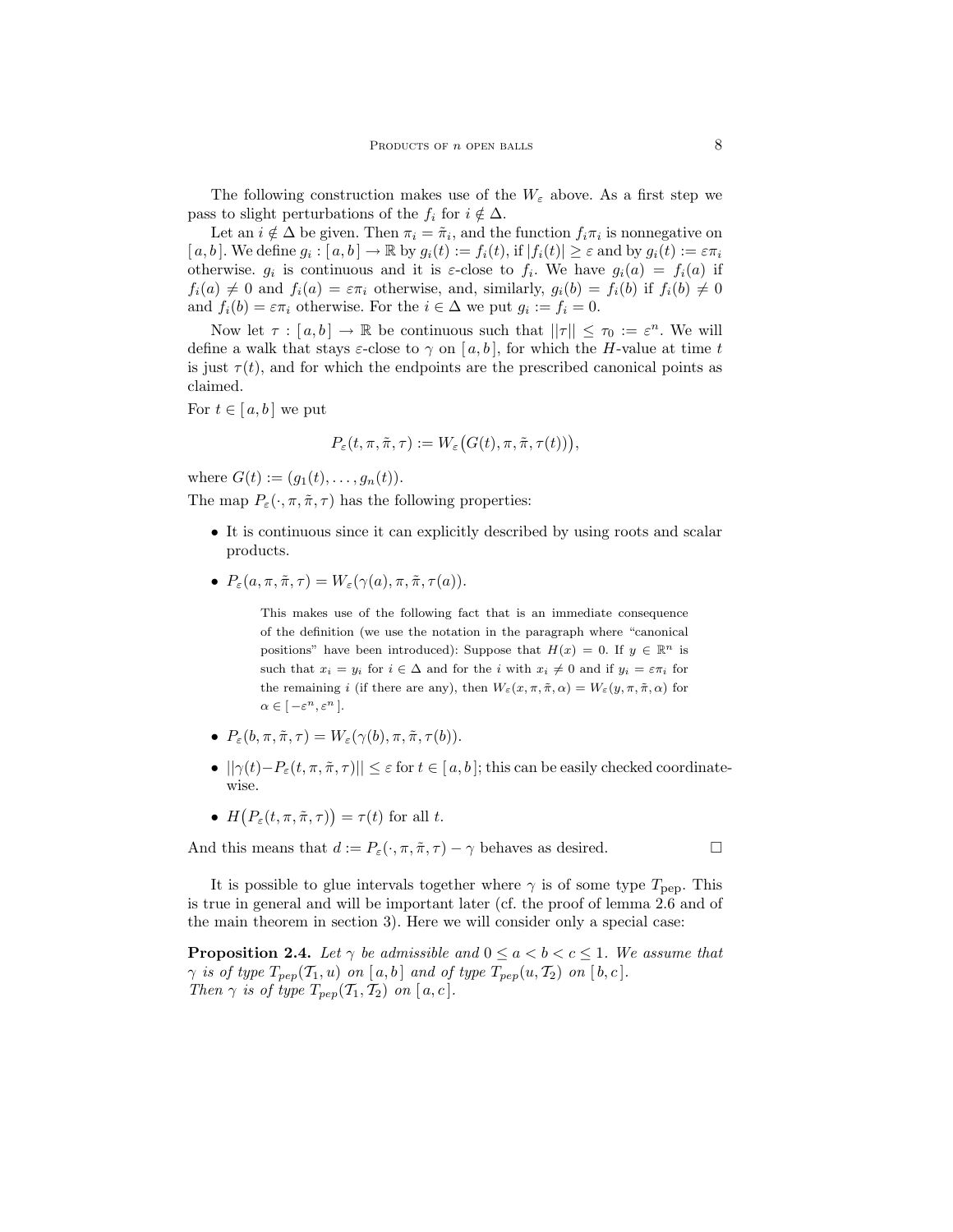The following construction makes use of the $W_\varepsilon$ above. As a first step we pass to slight perturbations of the $f_i$ for $i \notin \Delta$.

Let an $i \notin \Delta$ be given. Then $\pi_i = \tilde{\pi}_i$, and the function $f_i \pi_i$ is nonnegative on $[a, b]$. We define $g_i : [a, b] \to \mathbb{R}$ by $g_i(t) := f_i(t)$, if $|f_i(t)| \geq \varepsilon$ and by $g_i(t) := \varepsilon \pi_i$ otherwise. $g_i$ is continuous and it is $\varepsilon$-close to $f_i$. We have $g_i(a) = f_i(a)$ if $f_i(a) \neq 0$ and $f_i(a) = \varepsilon \pi_i$ otherwise, and, similarly, $g_i(b) = f_i(b)$ if $f_i(b) \neq 0$ and $f_i(b) = \varepsilon \pi_i$ otherwise. For the $i \in \Delta$ we put $g_i := f_i = 0$.

Now let $\tau : [a, b] \to \mathbb{R}$ be continuous such that $||\tau|| \leq \tau_0 := \varepsilon^n$. We will define a walk that stays $\varepsilon$-close to $\gamma$ on $[a, b]$, for which the $H$-value at time $t$ is just $\tau(t)$, and for which the endpoints are the prescribed canonical points as claimed.

For $t \in [a, b]$ we put

$$P_\varepsilon(t, \pi, \tilde{\pi}, \tau) := W_\varepsilon\big(G(t), \pi, \tilde{\pi}, \tau(t)\big),$$

where $G(t) := (g_1(t), \ldots, g_n(t))$.

The map $P_\varepsilon(\cdot, \pi, \tilde{\pi}, \tau)$ has the following properties:

- It is continuous since it can explicitly described by using roots and scalar products.
- $P_\varepsilon(a, \pi, \tilde{\pi}, \tau) = W_\varepsilon(\gamma(a), \pi, \tilde{\pi}, \tau(a))$.

  This makes use of the following fact that is an immediate consequence of the definition (we use the notation in the paragraph where "canonical positions" have been introduced): Suppose that $H(x) = 0$. If $y \in \mathbb{R}^n$ is such that $x_i = y_i$ for $i \in \Delta$ and for the $i$ with $x_i \neq 0$ and if $y_i = \varepsilon \pi_i$ for the remaining $i$ (if there are any), then $W_\varepsilon(x, \pi, \tilde{\pi}, \alpha) = W_\varepsilon(y, \pi, \tilde{\pi}, \alpha)$ for $\alpha \in [-\varepsilon^n, \varepsilon^n]$.

- $P_\varepsilon(b, \pi, \tilde{\pi}, \tau) = W_\varepsilon(\gamma(b), \pi, \tilde{\pi}, \tau(b))$.
- $||\gamma(t) - P_\varepsilon(t, \pi, \tilde{\pi}, \tau)|| \leq \varepsilon$ for $t \in [a, b]$; this can be easily checked coordinatewise.
- $H\big(P_\varepsilon(t, \pi, \tilde{\pi}, \tau)\big) = \tau(t)$ for all $t$.

And this means that $d := P_\varepsilon(\cdot, \pi, \tilde{\pi}, \tau) - \gamma$ behaves as desired. □

It is possible to glue intervals together where $\gamma$ is of some type $T_{\text{pep}}$. This is true in general and will be important later (cf. the proof of lemma 2.6 and of the main theorem in section 3). Here we will consider only a special case:

**Proposition 2.4.** *Let $\gamma$ be admissible and $0 \leq a < b < c \leq 1$. We assume that $\gamma$ is of type $T_{pep}(\mathcal{T}_1, u)$ on $[a, b]$ and of type $T_{pep}(u, \mathcal{T}_2)$ on $[b, c]$. Then $\gamma$ is of type $T_{pep}(\mathcal{T}_1, \mathcal{T}_2)$ on $[a, c]$.*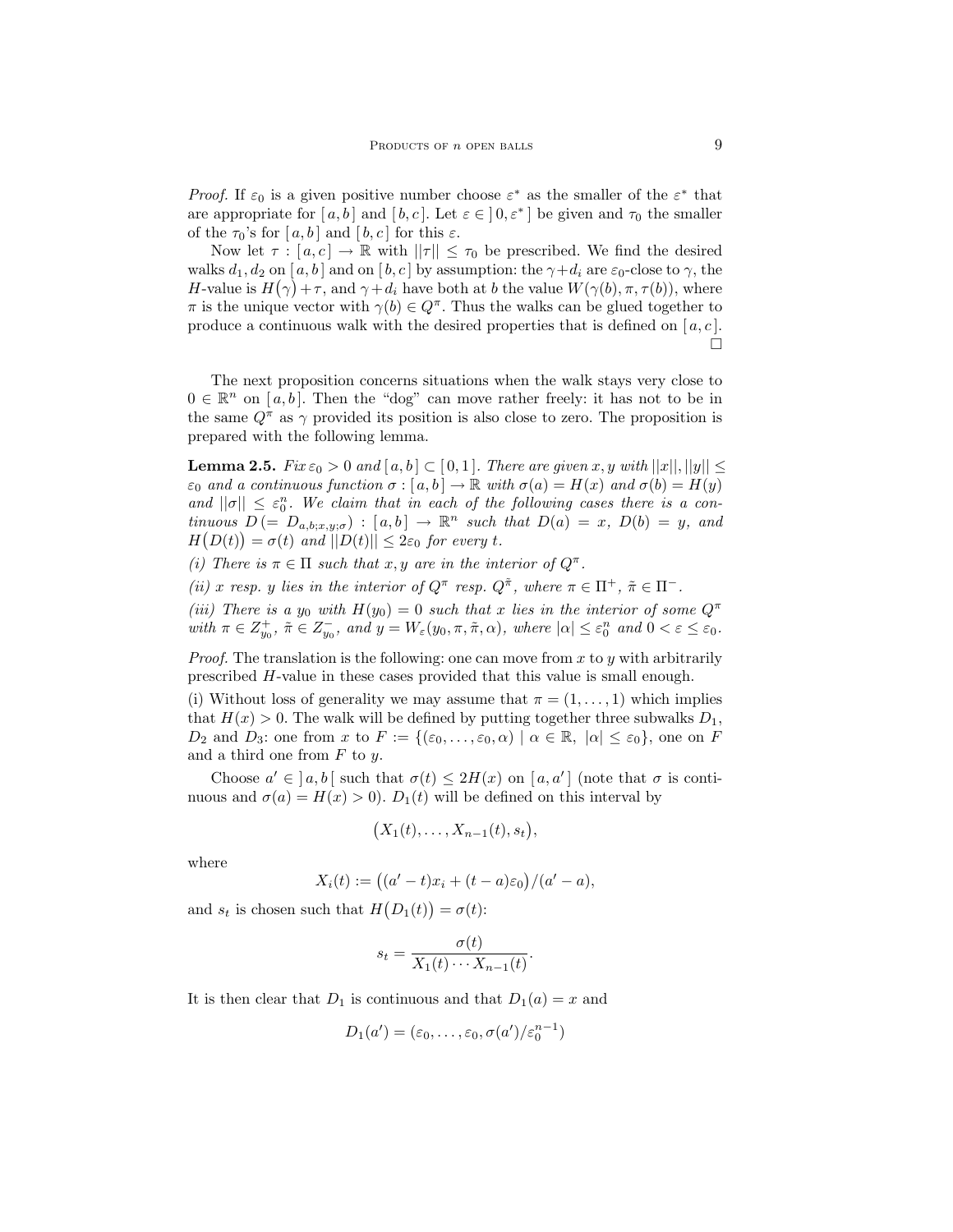*Proof.* If $\varepsilon_0$ is a given positive number choose $\varepsilon^*$ as the smaller of the $\varepsilon^*$ that are appropriate for $[a,b]$ and $[b,c]$. Let $\varepsilon \in ]0,\varepsilon^*]$ be given and $\tau_0$ the smaller of the $\tau_0$'s for $[a,b]$ and $[b,c]$ for this $\varepsilon$.

Now let $\tau : [a,c] \to \mathbb{R}$ with $||\tau|| \le \tau_0$ be prescribed. We find the desired walks $d_1, d_2$ on $[a,b]$ and on $[b,c]$ by assumption: the $\gamma+d_i$ are $\varepsilon_0$-close to $\gamma$, the $H$-value is $H(\gamma)+\tau$, and $\gamma+d_i$ have both at $b$ the value $W(\gamma(b),\pi,\tau(b))$, where $\pi$ is the unique vector with $\gamma(b) \in Q^\pi$. Thus the walks can be glued together to produce a continuous walk with the desired properties that is defined on $[a,c]$. □

The next proposition concerns situations when the walk stays very close to $0 \in \mathbb{R}^n$ on $[a,b]$. Then the "dog" can move rather freely: it has not to be in the same $Q^\pi$ as $\gamma$ provided its position is also close to zero. The proposition is prepared with the following lemma.

**Lemma 2.5.** *Fix $\varepsilon_0 > 0$ and $[a,b] \subset [0,1]$. There are given $x, y$ with $||x||, ||y|| \le \varepsilon_0$ and a continuous function $\sigma : [a,b] \to \mathbb{R}$ with $\sigma(a) = H(x)$ and $\sigma(b) = H(y)$ and $||\sigma|| \le \varepsilon_0^n$. We claim that in each of the following cases there is a continuous $D\,(= D_{a,b;x,y;\sigma}) : [a,b] \to \mathbb{R}^n$ such that $D(a) = x$, $D(b) = y$, and $H(D(t)) = \sigma(t)$ and $||D(t)|| \le 2\varepsilon_0$ for every $t$.*

*(i) There is $\pi \in \Pi$ such that $x, y$ are in the interior of $Q^\pi$.*

*(ii) $x$ resp. $y$ lies in the interior of $Q^\pi$ resp. $Q^{\tilde{\pi}}$, where $\pi \in \Pi^+$, $\tilde{\pi} \in \Pi^-$.*

*(iii) There is a $y_0$ with $H(y_0) = 0$ such that $x$ lies in the interior of some $Q^\pi$ with $\pi \in Z^+_{y_0}$, $\tilde{\pi} \in Z^-_{y_0}$, and $y = W_\varepsilon(y_0,\pi,\tilde{\pi},\alpha)$, where $|\alpha| \le \varepsilon_0^n$ and $0 < \varepsilon \le \varepsilon_0$.*

*Proof.* The translation is the following: one can move from $x$ to $y$ with arbitrarily prescribed $H$-value in these cases provided that this value is small enough.

(i) Without loss of generality we may assume that $\pi = (1,\ldots,1)$ which implies that $H(x) > 0$. The walk will be defined by putting together three subwalks $D_1$, $D_2$ and $D_3$: one from $x$ to $F := \{(\varepsilon_0,\ldots,\varepsilon_0,\alpha) \mid \alpha \in \mathbb{R},\ |\alpha| \le \varepsilon_0\}$, one on $F$ and a third one from $F$ to $y$.

Choose $a' \in ]a,b[$ such that $\sigma(t) \le 2H(x)$ on $[a,a']$ (note that $\sigma$ is continuous and $\sigma(a) = H(x) > 0$). $D_1(t)$ will be defined on this interval by

$$\big(X_1(t),\ldots,X_{n-1}(t),s_t\big),$$

where

$$X_i(t) := \big((a'-t)x_i + (t-a)\varepsilon_0\big)/(a'-a),$$

and $s_t$ is chosen such that $H(D_1(t)) = \sigma(t)$:

$$s_t = \frac{\sigma(t)}{X_1(t)\cdots X_{n-1}(t)}.$$

It is then clear that $D_1$ is continuous and that $D_1(a) = x$ and

$$D_1(a') = (\varepsilon_0,\ldots,\varepsilon_0,\sigma(a')/\varepsilon_0^{n-1})$$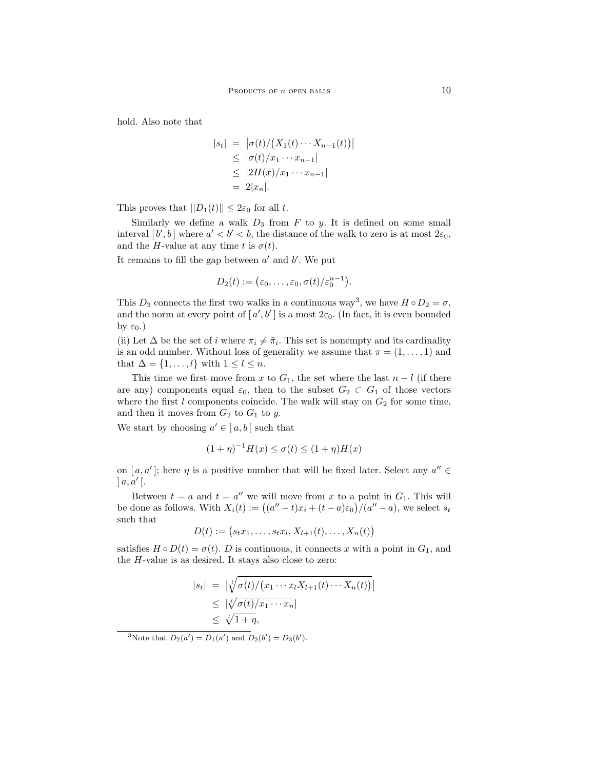hold. Also note that

$$
\begin{aligned}
|s_t| &= \big|\sigma(t)/\big(X_1(t)\cdots X_{n-1}(t)\big)\big| \\
&\le |\sigma(t)/x_1\cdots x_{n-1}| \\
&\le |2H(x)/x_1\cdots x_{n-1}| \\
&= 2|x_n|.
\end{aligned}
$$

This proves that $||D_1(t)|| \le 2\varepsilon_0$ for all $t$.

Similarly we define a walk $D_3$ from $F$ to $y$. It is defined on some small interval $[\,b', b\,]$ where $a' < b' < b$, the distance of the walk to zero is at most $2\varepsilon_0$, and the $H$-value at any time $t$ is $\sigma(t)$.

It remains to fill the gap between $a'$ and $b'$. We put

$$
D_2(t) := \big(\varepsilon_0, \ldots, \varepsilon_0, \sigma(t)/\varepsilon_0^{n-1}\big).
$$

This $D_2$ connects the first two walks in a continuous way[3], we have $H \circ D_2 = \sigma$, and the norm at every point of $[\,a', b'\,]$ is a most $2\varepsilon_0$. (In fact, it is even bounded by $\varepsilon_0$.)

(ii) Let $\Delta$ be the set of $i$ where $\pi_i \neq \tilde{\pi}_i$. This set is nonempty and its cardinality is an odd number. Without loss of generality we assume that $\pi = (1, \ldots, 1)$ and that $\Delta = \{1, \ldots, l\}$ with $1 \le l \le n$.

This time we first move from $x$ to $G_1$, the set where the last $n - l$ (if there are any) components equal $\varepsilon_0$, then to the subset $G_2 \subset G_1$ of those vectors where the first $l$ components coincide. The walk will stay on $G_2$ for some time, and then it moves from $G_2$ to $G_1$ to $y$.

We start by choosing $a' \in \,]\,a, b\,[$ such that

$$
(1+\eta)^{-1} H(x) \le \sigma(t) \le (1+\eta) H(x)
$$

on $[\,a, a'\,]$; here $\eta$ is a positive number that will be fixed later. Select any $a'' \in \,]\,a, a'\,[$.

Between $t = a$ and $t = a''$ we will move from $x$ to a point in $G_1$. This will be done as follows. With $X_i(t) := \big((a'' - t)x_i + (t - a)\varepsilon_0\big)/(a'' - a)$, we select $s_t$ such that

$$
D(t) := \big(s_t x_1, \ldots, s_t x_l, X_{l+1}(t), \ldots, X_n(t)\big)
$$

satisfies $H \circ D(t) = \sigma(t)$. $D$ is continuous, it connects $x$ with a point in $G_1$, and the $H$-value is as desired. It stays also close to zero:

$$
\begin{aligned}
|s_t| &= \big|\sqrt[l]{\sigma(t)/\big(x_1\cdots x_l X_{l+1}(t)\cdots X_n(t)\big)}\big| \\
&\le |\sqrt[l]{\sigma(t)/x_1\cdots x_n}| \\
&\le \sqrt[l]{1+\eta},
\end{aligned}
$$

[3]Note that $D_2(a') = D_1(a')$ and $D_2(b') = D_3(b')$.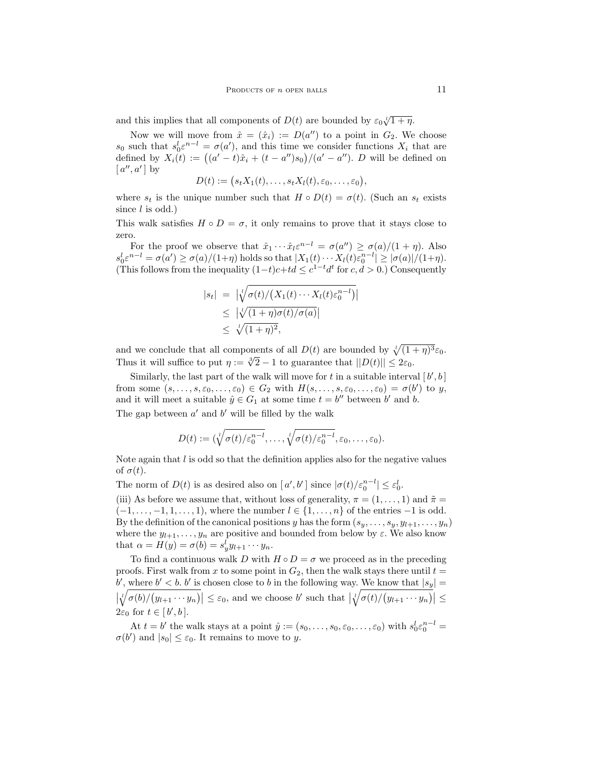and this implies that all components of $D(t)$ are bounded by $\varepsilon_0\sqrt[l]{1+\eta}$.

Now we will move from $\hat{x} = (\hat{x}_i) := D(a'')$ to a point in $G_2$. We choose $s_0$ such that $s_0^l \varepsilon^{n-l} = \sigma(a')$, and this time we consider functions $X_i$ that are defined by $X_i(t) := \big((a'-t)\hat{x}_i + (t-a'')s_0\big)/(a'-a'')$. $D$ will be defined on $[\,a'', a'\,]$ by

$$D(t) := \big(s_t X_1(t), \ldots, s_t X_l(t), \varepsilon_0, \ldots, \varepsilon_0\big),$$

where $s_t$ is the unique number such that $H \circ D(t) = \sigma(t)$. (Such an $s_t$ exists since $l$ is odd.)

This walk satisfies $H \circ D = \sigma$, it only remains to prove that it stays close to zero.

For the proof we observe that $\hat{x}_1 \cdots \hat{x}_l \varepsilon^{n-l} = \sigma(a'') \geq \sigma(a)/(1+\eta)$. Also $s_0^l \varepsilon^{n-l} = \sigma(a') \geq \sigma(a)/(1+\eta)$ holds so that $|X_1(t) \cdots X_l(t)\varepsilon_0^{n-l}| \geq |\sigma(a)|/(1+\eta)$. (This follows from the inequality $(1-t)c + td \leq c^{1-t}d^t$ for $c, d > 0$.) Consequently

$$\begin{aligned}
|s_t| &= \left|\sqrt[l]{\sigma(t)/\big(X_1(t)\cdots X_l(t)\varepsilon_0^{n-l}\big)}\right| \\
&\leq \left|\sqrt[l]{(1+\eta)\sigma(t)/\sigma(a)}\right| \\
&\leq \sqrt[l]{(1+\eta)^2},
\end{aligned}$$

and we conclude that all components of all $D(t)$ are bounded by $\sqrt[l]{(1+\eta)^3}\varepsilon_0$. Thus it will suffice to put $\eta := \sqrt[3]{2} - 1$ to guarantee that $||D(t)|| \leq 2\varepsilon_0$.

Similarly, the last part of the walk will move for $t$ in a suitable interval $[\,b', b\,]$ from some $(s, \ldots, s, \varepsilon_0, \ldots, \varepsilon_0) \in G_2$ with $H(s, \ldots, s, \varepsilon_0, \ldots, \varepsilon_0) = \sigma(b')$ to $y$, and it will meet a suitable $\hat{y} \in G_1$ at some time $t = b''$ between $b'$ and $b$.

The gap between $a'$ and $b'$ will be filled by the walk

$$D(t) := \big(\sqrt[l]{\sigma(t)/\varepsilon_0^{n-l}}, \ldots, \sqrt[l]{\sigma(t)/\varepsilon_0^{n-l}}, \varepsilon_0, \ldots, \varepsilon_0\big).$$

Note again that $l$ is odd so that the definition applies also for the negative values of $\sigma(t)$.

The norm of $D(t)$ is as desired also on $[\,a', b'\,]$ since $|\sigma(t)/\varepsilon_0^{n-l}| \leq \varepsilon_0^l$.

(iii) As before we assume that, without loss of generality, $\pi = (1, \ldots, 1)$ and $\tilde{\pi} = (-1, \ldots, -1, 1, \ldots, 1)$, where the number $l \in \{1, \ldots, n\}$ of the entries $-1$ is odd. By the definition of the canonical positions $y$ has the form $(s_y, \ldots, s_y, y_{l+1}, \ldots, y_n)$ where the $y_{l+1}, \ldots, y_n$ are positive and bounded from below by $\varepsilon$. We also know that $\alpha = H(y) = \sigma(b) = s_y^l y_{l+1} \cdots y_n$.

To find a continuous walk $D$ with $H \circ D = \sigma$ we proceed as in the preceding proofs. First walk from $x$ to some point in $G_2$, then the walk stays there until $t = b'$, where $b' < b$. $b'$ is chosen close to $b$ in the following way. We know that $|s_y| = \left|\sqrt[l]{\sigma(b)/\big(y_{l+1}\cdots y_n\big)}\right| \leq \varepsilon_0$, and we choose $b'$ such that $\left|\sqrt[l]{\sigma(t)/\big(y_{l+1}\cdots y_n\big)}\right| \leq 2\varepsilon_0$ for $t \in [\,b', b\,]$.

At $t = b'$ the walk stays at a point $\hat{y} := (s_0, \ldots, s_0, \varepsilon_0, \ldots, \varepsilon_0)$ with $s_0^l \varepsilon_0^{n-l} = \sigma(b')$ and $|s_0| \leq \varepsilon_0$. It remains to move to $y$.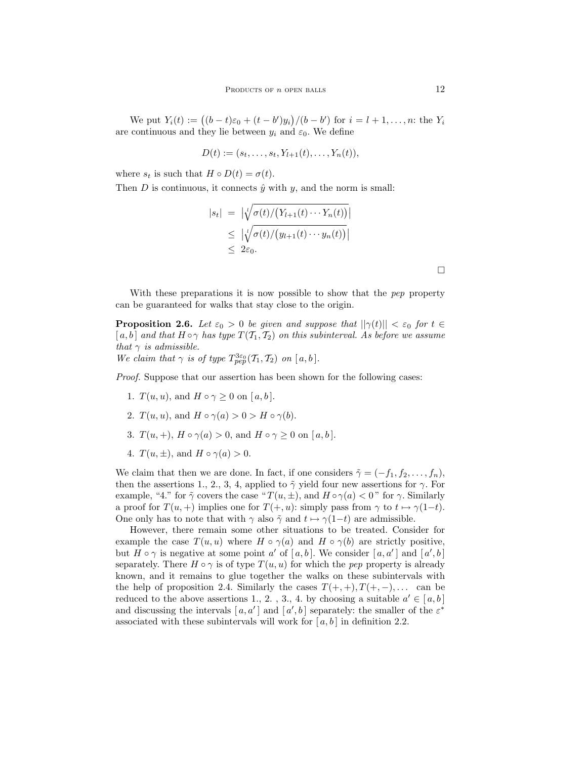We put $Y_i(t) := \big((b-t)\varepsilon_0 + (t-b')y_i\big)/(b-b')$ for $i = l+1,\ldots,n$: the $Y_i$ are continuous and they lie between $y_i$ and $\varepsilon_0$. We define

$$D(t) := (s_t,\ldots,s_t,Y_{l+1}(t),\ldots,Y_n(t)),$$

where $s_t$ is such that $H \circ D(t) = \sigma(t)$.

Then $D$ is continuous, it connects $\hat{y}$ with $y$, and the norm is small:

$$\begin{aligned}
|s_t| &= \left|\sqrt[l]{\sigma(t)/\big(Y_{l+1}(t)\cdots Y_n(t)\big)}\right| \\
&\le \left|\sqrt[l]{\sigma(t)/\big(y_{l+1}(t)\cdots y_n(t)\big)}\right| \\
&\le 2\varepsilon_0.
\end{aligned}$$

□

With these preparations it is now possible to show that the *pep* property can be guaranteed for walks that stay close to the origin.

**Proposition 2.6.** *Let $\varepsilon_0 > 0$ be given and suppose that $||\gamma(t)|| < \varepsilon_0$ for $t \in [\,a,b\,]$ and that $H\circ\gamma$ has type $T(\mathcal{T}_1,\mathcal{T}_2)$ on this subinterval. As before we assume that $\gamma$ is admissible.*
*We claim that $\gamma$ is of type $T^{3\varepsilon_0}_{pep}(\mathcal{T}_1,\mathcal{T}_2)$ on $[\,a,b\,]$.*

*Proof.* Suppose that our assertion has been shown for the following cases:

1. $T(u,u)$, and $H\circ\gamma \ge 0$ on $[\,a,b\,]$.
2. $T(u,u)$, and $H\circ\gamma(a) > 0 > H\circ\gamma(b)$.
3. $T(u,+)$, $H\circ\gamma(a) > 0$, and $H\circ\gamma \ge 0$ on $[\,a,b\,]$.
4. $T(u,\pm)$, and $H\circ\gamma(a) > 0$.

We claim that then we are done. In fact, if one considers $\tilde{\gamma} = (-f_1,f_2,\ldots,f_n)$, then the assertions 1., 2., 3, 4, applied to $\tilde{\gamma}$ yield four new assertions for $\gamma$. For example, "4." for $\tilde{\gamma}$ covers the case "$T(u,\pm)$, and $H\circ\gamma(a) < 0$" for $\gamma$. Similarly a proof for $T(u,+)$ implies one for $T(+,u)$: simply pass from $\gamma$ to $t\mapsto\gamma(1-t)$. One only has to note that with $\gamma$ also $\tilde{\gamma}$ and $t\mapsto\gamma(1-t)$ are admissible.

However, there remain some other situations to be treated. Consider for example the case $T(u,u)$ where $H\circ\gamma(a)$ and $H\circ\gamma(b)$ are strictly positive, but $H\circ\gamma$ is negative at some point $a'$ of $[\,a,b\,]$. We consider $[\,a,a'\,]$ and $[\,a',b\,]$ separately. There $H\circ\gamma$ is of type $T(u,u)$ for which the *pep* property is already known, and it remains to glue together the walks on these subintervals with the help of proposition 2.4. Similarly the cases $T(+,+), T(+,-),\ldots$ can be reduced to the above assertions 1., 2. , 3., 4. by choosing a suitable $a' \in [\,a,b\,]$ and discussing the intervals $[\,a,a'\,]$ and $[\,a',b\,]$ separately: the smaller of the $\varepsilon^*$ associated with these subintervals will work for $[\,a,b\,]$ in definition 2.2.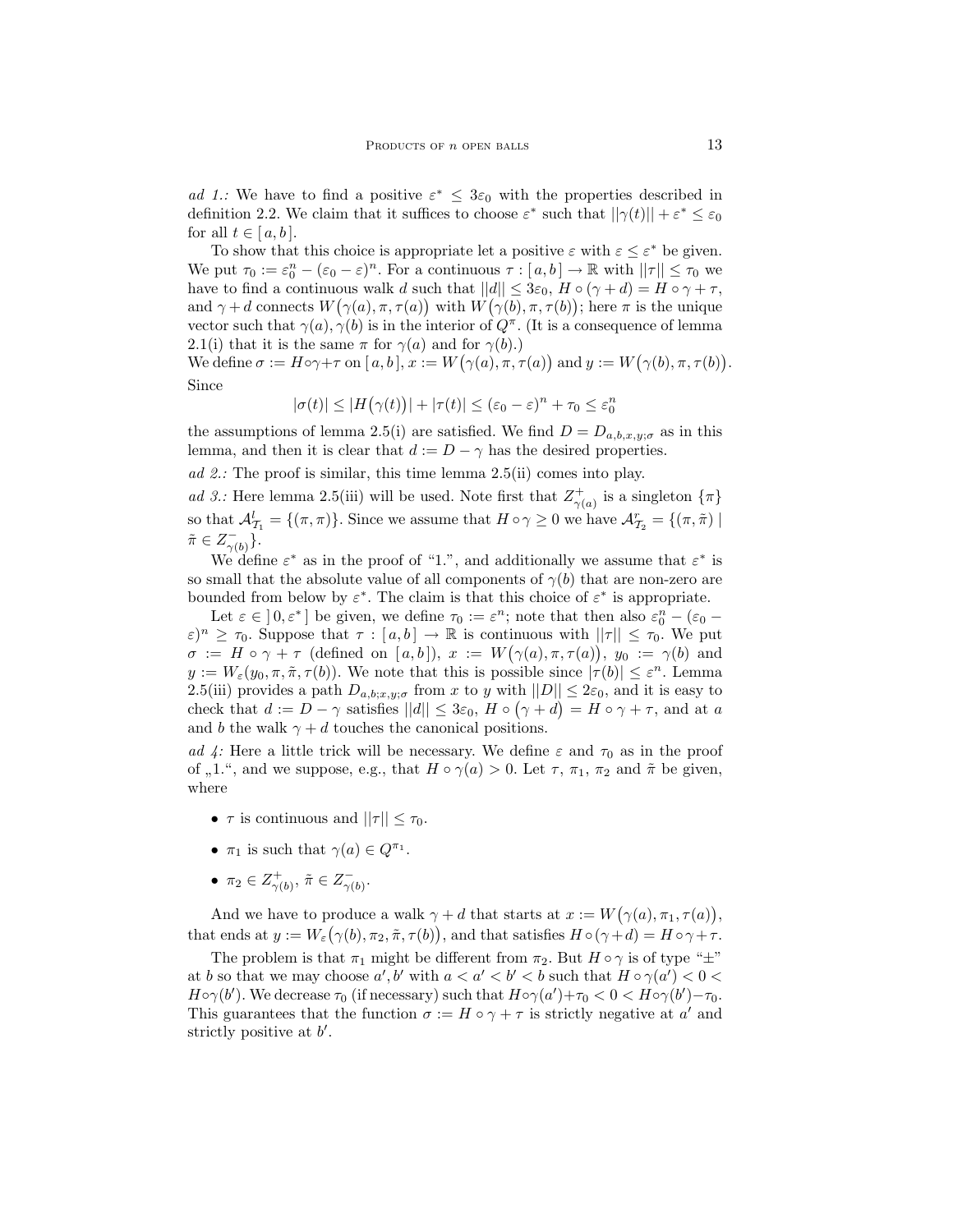*ad 1.:* We have to find a positive $\varepsilon^* \leq 3\varepsilon_0$ with the properties described in definition 2.2. We claim that it suffices to choose $\varepsilon^*$ such that $||\gamma(t)|| + \varepsilon^* \leq \varepsilon_0$ for all $t \in [\,a, b\,]$.

To show that this choice is appropriate let a positive $\varepsilon$ with $\varepsilon \leq \varepsilon^*$ be given. We put $\tau_0 := \varepsilon_0^n - (\varepsilon_0 - \varepsilon)^n$. For a continuous $\tau : [\,a, b\,] \to \mathbb{R}$ with $||\tau|| \leq \tau_0$ we have to find a continuous walk $d$ such that $||d|| \leq 3\varepsilon_0$, $H \circ (\gamma + d) = H \circ \gamma + \tau$, and $\gamma + d$ connects $W\big(\gamma(a), \pi, \tau(a)\big)$ with $W\big(\gamma(b), \pi, \tau(b)\big)$; here $\pi$ is the unique vector such that $\gamma(a), \gamma(b)$ is in the interior of $Q^\pi$. (It is a consequence of lemma 2.1(i) that it is the same $\pi$ for $\gamma(a)$ and for $\gamma(b)$.)

We define $\sigma := H \circ \gamma + \tau$ on $[\,a, b\,]$, $x := W\big(\gamma(a), \pi, \tau(a)\big)$ and $y := W\big(\gamma(b), \pi, \tau(b)\big)$. Since

$$|\sigma(t)| \leq |H\big(\gamma(t)\big)| + |\tau(t)| \leq (\varepsilon_0 - \varepsilon)^n + \tau_0 \leq \varepsilon_0^n$$

the assumptions of lemma 2.5(i) are satisfied. We find $D = D_{a,b,x,y;\sigma}$ as in this lemma, and then it is clear that $d := D - \gamma$ has the desired properties.

*ad 2.:* The proof is similar, this time lemma 2.5(ii) comes into play.

*ad 3.:* Here lemma 2.5(iii) will be used. Note first that $Z^+_{\gamma(a)}$ is a singleton $\{\pi\}$ so that $\mathcal{A}^l_{\mathcal{I}_1} = \{(\pi, \pi)\}$. Since we assume that $H \circ \gamma \geq 0$ we have $\mathcal{A}^r_{\mathcal{I}_2} = \{(\pi, \tilde{\pi}) \mid \tilde{\pi} \in Z^-_{\gamma(b)}\}$.

We define $\varepsilon^*$ as in the proof of "1.", and additionally we assume that $\varepsilon^*$ is so small that the absolute value of all components of $\gamma(b)$ that are non-zero are bounded from below by $\varepsilon^*$. The claim is that this choice of $\varepsilon^*$ is appropriate.

Let $\varepsilon \in \,]\,0, \varepsilon^*\,]$ be given, we define $\tau_0 := \varepsilon^n$; note that then also $\varepsilon_0^n - (\varepsilon_0 - \varepsilon)^n \geq \tau_0$. Suppose that $\tau : [\,a, b\,] \to \mathbb{R}$ is continuous with $||\tau|| \leq \tau_0$. We put $\sigma := H \circ \gamma + \tau$ (defined on $[\,a, b\,]$), $x := W\big(\gamma(a), \pi, \tau(a)\big)$, $y_0 := \gamma(b)$ and $y := W_\varepsilon(y_0, \pi, \tilde{\pi}, \tau(b))$. We note that this is possible since $|\tau(b)| \leq \varepsilon^n$. Lemma 2.5(iii) provides a path $D_{a,b;x,y;\sigma}$ from $x$ to $y$ with $||D|| \leq 2\varepsilon_0$, and it is easy to check that $d := D - \gamma$ satisfies $||d|| \leq 3\varepsilon_0$, $H \circ \big(\gamma + d\big) = H \circ \gamma + \tau$, and at $a$ and $b$ the walk $\gamma + d$ touches the canonical positions.

*ad 4:* Here a little trick will be necessary. We define $\varepsilon$ and $\tau_0$ as in the proof of „1.", and we suppose, e.g., that $H \circ \gamma(a) > 0$. Let $\tau$, $\pi_1$, $\pi_2$ and $\tilde{\pi}$ be given, where

- $\tau$ is continuous and $||\tau|| \leq \tau_0$.
- $\pi_1$ is such that $\gamma(a) \in Q^{\pi_1}$.
- $\pi_2 \in Z^+_{\gamma(b)}$, $\tilde{\pi} \in Z^-_{\gamma(b)}$.

And we have to produce a walk $\gamma + d$ that starts at $x := W\big(\gamma(a), \pi_1, \tau(a)\big)$, that ends at $y := W_\varepsilon\big(\gamma(b), \pi_2, \tilde{\pi}, \tau(b)\big)$, and that satisfies $H \circ (\gamma + d) = H \circ \gamma + \tau$.

The problem is that $\pi_1$ might be different from $\pi_2$. But $H \circ \gamma$ is of type "$\pm$" at $b$ so that we may choose $a', b'$ with $a < a' < b' < b$ such that $H \circ \gamma(a') < 0 < H \circ \gamma(b')$. We decrease $\tau_0$ (if necessary) such that $H \circ \gamma(a') + \tau_0 < 0 < H \circ \gamma(b') - \tau_0$. This guarantees that the function $\sigma := H \circ \gamma + \tau$ is strictly negative at $a'$ and strictly positive at $b'$.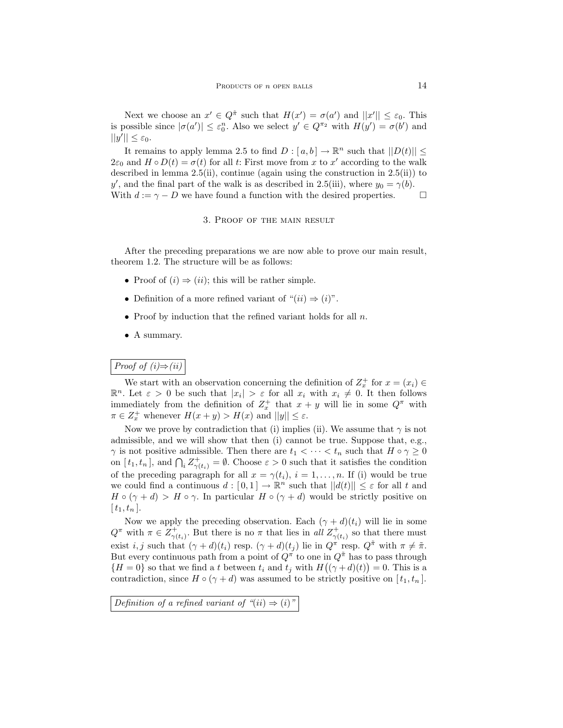Next we choose an $x' \in Q^{\tilde{\pi}}$ such that $H(x') = \sigma(a')$ and $||x'|| \leq \varepsilon_0$. This is possible since $|\sigma(a')| \leq \varepsilon_0^n$. Also we select $y' \in Q^{\pi_2}$ with $H(y') = \sigma(b')$ and $||y'|| \leq \varepsilon_0$.

It remains to apply lemma 2.5 to find $D : [a, b] \to \mathbb{R}^n$ such that $||D(t)|| \leq 2\varepsilon_0$ and $H \circ D(t) = \sigma(t)$ for all $t$: First move from $x$ to $x'$ according to the walk described in lemma 2.5(ii), continue (again using the construction in 2.5(ii)) to $y'$, and the final part of the walk is as described in 2.5(iii), where $y_0 = \gamma(b)$. With $d := \gamma - D$ we have found a function with the desired properties. $\square$

## 3. Proof of the main result

After the preceding preparations we are now able to prove our main result, theorem 1.2. The structure will be as follows:

- Proof of $(i) \Rightarrow (ii)$; this will be rather simple.
- Definition of a more refined variant of "$(ii) \Rightarrow (i)$".
- Proof by induction that the refined variant holds for all $n$.
- A summary.

*Proof of (i)⇒(ii)*

We start with an observation concerning the definition of $Z_x^+$ for $x = (x_i) \in \mathbb{R}^n$. Let $\varepsilon > 0$ be such that $|x_i| > \varepsilon$ for all $x_i$ with $x_i \neq 0$. It then follows immediately from the definition of $Z_x^+$ that $x + y$ will lie in some $Q^\pi$ with $\pi \in Z_x^+$ whenever $H(x + y) > H(x)$ and $||y|| \leq \varepsilon$.

Now we prove by contradiction that (i) implies (ii). We assume that $\gamma$ is not admissible, and we will show that then (i) cannot be true. Suppose that, e.g., $\gamma$ is not positive admissible. Then there are $t_1 < \cdots < t_n$ such that $H \circ \gamma \geq 0$ on $[t_1, t_n]$, and $\bigcap_i Z_{\gamma(t_i)}^+ = \emptyset$. Choose $\varepsilon > 0$ such that it satisfies the condition of the preceding paragraph for all $x = \gamma(t_i)$, $i = 1, \ldots, n$. If (i) would be true we could find a continuous $d : [0, 1] \to \mathbb{R}^n$ such that $||d(t)|| \leq \varepsilon$ for all $t$ and $H \circ (\gamma + d) > H \circ \gamma$. In particular $H \circ (\gamma + d)$ would be strictly positive on $[t_1, t_n]$.

Now we apply the preceding observation. Each $(\gamma + d)(t_i)$ will lie in some $Q^\pi$ with $\pi \in Z_{\gamma(t_i)}^+$. But there is no $\pi$ that lies in *all* $Z_{\gamma(t_i)}^+$ so that there must exist $i, j$ such that $(\gamma + d)(t_i)$ resp. $(\gamma + d)(t_j)$ lie in $Q^\pi$ resp. $Q^{\tilde{\pi}}$ with $\pi \neq \tilde{\pi}$. But every continuous path from a point of $Q^\pi$ to one in $Q^{\tilde{\pi}}$ has to pass through $\{H = 0\}$ so that we find a $t$ between $t_i$ and $t_j$ with $H\big((\gamma + d)(t)\big) = 0$. This is a contradiction, since $H \circ (\gamma + d)$ was assumed to be strictly positive on $[t_1, t_n]$.

*Definition of a refined variant of "(ii) ⇒ (i)"*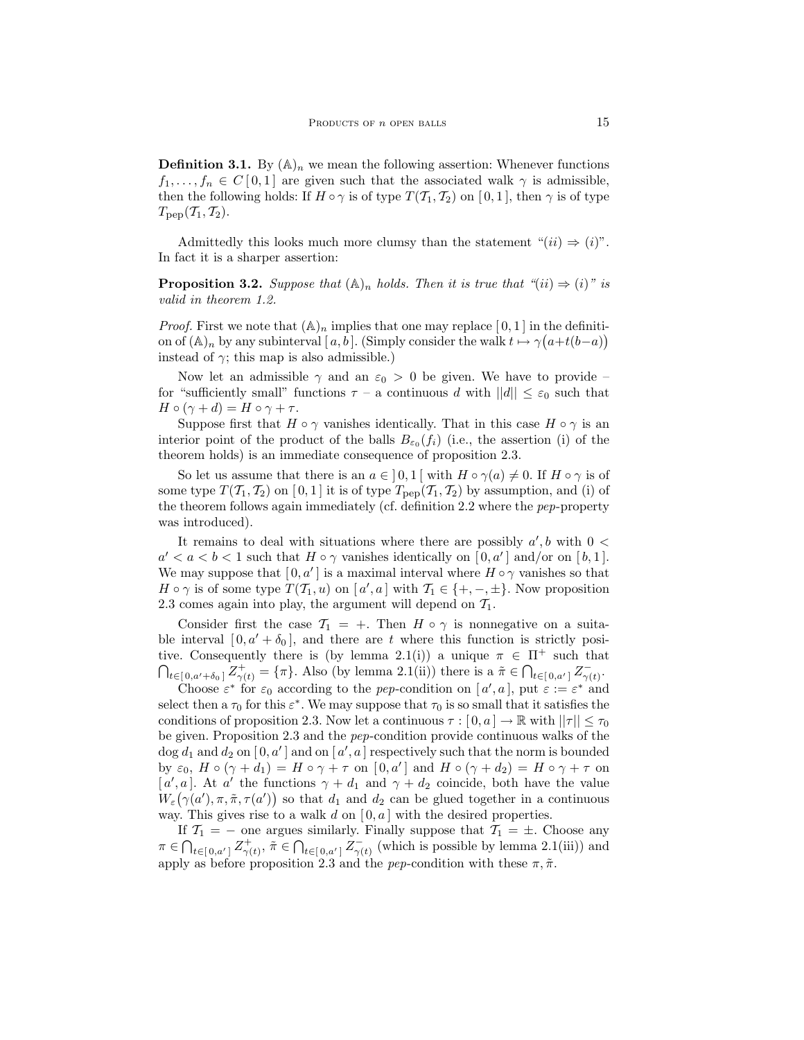**Definition 3.1.** By $(\mathbb{A})_n$ we mean the following assertion: Whenever functions $f_1, \ldots, f_n \in C[0,1]$ are given such that the associated walk $\gamma$ is admissible, then the following holds: If $H \circ \gamma$ is of type $T(\mathcal{T}_1, \mathcal{T}_2)$ on $[0,1]$, then $\gamma$ is of type $T_{\rm pep}(\mathcal{T}_1, \mathcal{T}_2)$.

Admittedly this looks much more clumsy than the statement "$(ii) \Rightarrow (i)$". In fact it is a sharper assertion:

**Proposition 3.2.** *Suppose that $(\mathbb{A})_n$ holds. Then it is true that "$(ii) \Rightarrow (i)$" is valid in theorem 1.2.*

*Proof.* First we note that $(\mathbb{A})_n$ implies that one may replace $[0,1]$ in the definition of $(\mathbb{A})_n$ by any subinterval $[a,b]$. (Simply consider the walk $t \mapsto \gamma\big(a+t(b-a)\big)$ instead of $\gamma$; this map is also admissible.)

Now let an admissible $\gamma$ and an $\varepsilon_0 > 0$ be given. We have to provide – for "sufficiently small" functions $\tau$ – a continuous $d$ with $||d|| \leq \varepsilon_0$ such that $H \circ (\gamma + d) = H \circ \gamma + \tau$.

Suppose first that $H \circ \gamma$ vanishes identically. That in this case $H \circ \gamma$ is an interior point of the product of the balls $B_{\varepsilon_0}(f_i)$ (i.e., the assertion (i) of the theorem holds) is an immediate consequence of proposition 2.3.

So let us assume that there is an $a \in ]0,1[$ with $H \circ \gamma(a) \neq 0$. If $H \circ \gamma$ is of some type $T(\mathcal{T}_1, \mathcal{T}_2)$ on $[0,1]$ it is of type $T_{\rm pep}(\mathcal{T}_1, \mathcal{T}_2)$ by assumption, and (i) of the theorem follows again immediately (cf. definition 2.2 where the *pep*-property was introduced).

It remains to deal with situations where there are possibly $a', b$ with $0 < a' < a < b < 1$ such that $H \circ \gamma$ vanishes identically on $[0, a']$ and/or on $[b, 1]$. We may suppose that $[0, a']$ is a maximal interval where $H \circ \gamma$ vanishes so that $H \circ \gamma$ is of some type $T(\mathcal{T}_1, u)$ on $[a', a]$ with $\mathcal{T}_1 \in \{+, -, \pm\}$. Now proposition 2.3 comes again into play, the argument will depend on $\mathcal{T}_1$.

Consider first the case $\mathcal{T}_1 = +$. Then $H \circ \gamma$ is nonnegative on a suitable interval $[0, a' + \delta_0]$, and there are $t$ where this function is strictly positive. Consequently there is (by lemma 2.1(i)) a unique $\pi \in \Pi^+$ such that $\bigcap_{t \in [0, a'+\delta_0]} Z^+_{\gamma(t)} = \{\pi\}$. Also (by lemma 2.1(ii)) there is a $\tilde{\pi} \in \bigcap_{t \in [0,a']} Z^-_{\gamma(t)}$.

Choose $\varepsilon^*$ for $\varepsilon_0$ according to the *pep*-condition on $[a', a]$, put $\varepsilon := \varepsilon^*$ and select then a $\tau_0$ for this $\varepsilon^*$. We may suppose that $\tau_0$ is so small that it satisfies the conditions of proposition 2.3. Now let a continuous $\tau : [0, a] \to \mathbb{R}$ with $||\tau|| \leq \tau_0$ be given. Proposition 2.3 and the *pep*-condition provide continuous walks of the dog $d_1$ and $d_2$ on $[0, a']$ and on $[a', a]$ respectively such that the norm is bounded by $\varepsilon_0$, $H \circ (\gamma + d_1) = H \circ \gamma + \tau$ on $[0, a']$ and $H \circ (\gamma + d_2) = H \circ \gamma + \tau$ on $[a', a]$. At $a'$ the functions $\gamma + d_1$ and $\gamma + d_2$ coincide, both have the value $W_\varepsilon\big(\gamma(a'), \pi, \tilde{\pi}, \tau(a')\big)$ so that $d_1$ and $d_2$ can be glued together in a continuous way. This gives rise to a walk $d$ on $[0, a]$ with the desired properties.

If $\mathcal{T}_1 = -$ one argues similarly. Finally suppose that $\mathcal{T}_1 = \pm$. Choose any $\pi \in \bigcap_{t \in [0,a']} Z^+_{\gamma(t)}$, $\tilde{\pi} \in \bigcap_{t \in [0,a']} Z^-_{\gamma(t)}$ (which is possible by lemma 2.1(iii)) and apply as before proposition 2.3 and the *pep*-condition with these $\pi, \tilde{\pi}$.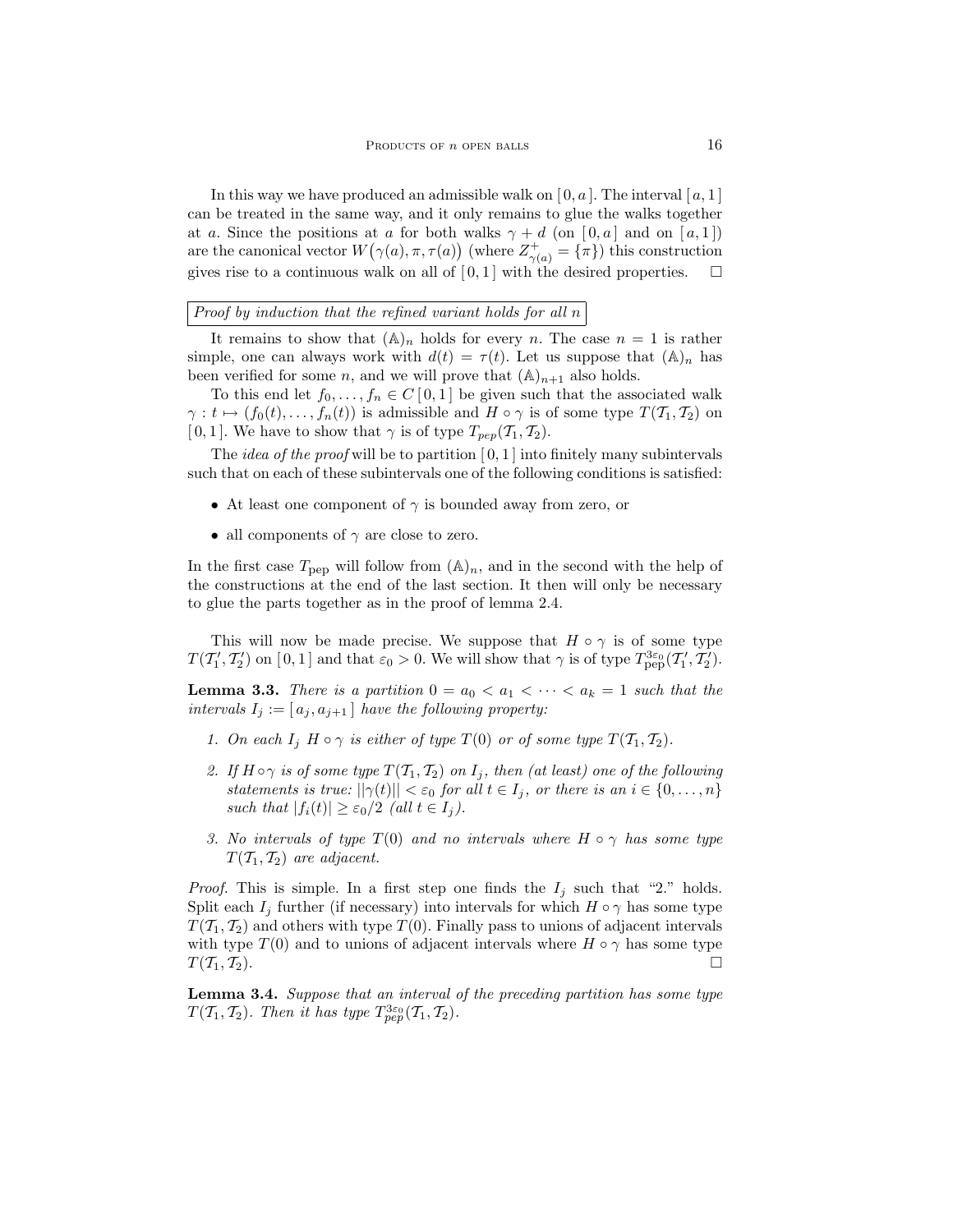In this way we have produced an admissible walk on $[0, a]$. The interval $[a, 1]$ can be treated in the same way, and it only remains to glue the walks together at $a$. Since the positions at $a$ for both walks $\gamma + d$ (on $[0, a]$ and on $[a, 1]$) are the canonical vector $W\big(\gamma(a), \pi, \tau(a)\big)$ (where $Z^+_{\gamma(a)} = \{\pi\}$) this construction gives rise to a continuous walk on all of $[0, 1]$ with the desired properties. □

*Proof by induction that the refined variant holds for all n*

It remains to show that $(\mathbb{A})_n$ holds for every $n$. The case $n = 1$ is rather simple, one can always work with $d(t) = \tau(t)$. Let us suppose that $(\mathbb{A})_n$ has been verified for some $n$, and we will prove that $(\mathbb{A})_{n+1}$ also holds.

To this end let $f_0, \ldots, f_n \in C[0, 1]$ be given such that the associated walk $\gamma : t \mapsto (f_0(t), \ldots, f_n(t))$ is admissible and $H \circ \gamma$ is of some type $T(\mathcal{T}_1, \mathcal{T}_2)$ on $[0, 1]$. We have to show that $\gamma$ is of type $T_{pep}(\mathcal{T}_1, \mathcal{T}_2)$.

The *idea of the proof* will be to partition $[0, 1]$ into finitely many subintervals such that on each of these subintervals one of the following conditions is satisfied:

- At least one component of $\gamma$ is bounded away from zero, or
- all components of $\gamma$ are close to zero.

In the first case $T_{\text{pep}}$ will follow from $(\mathbb{A})_n$, and in the second with the help of the constructions at the end of the last section. It then will only be necessary to glue the parts together as in the proof of lemma 2.4.

This will now be made precise. We suppose that $H \circ \gamma$ is of some type $T(\mathcal{T}_1', \mathcal{T}_2')$ on $[0, 1]$ and that $\varepsilon_0 > 0$. We will show that $\gamma$ is of type $T^{3\varepsilon_0}_{\text{pep}}(\mathcal{T}_1', \mathcal{T}_2')$.

**Lemma 3.3.** *There is a partition $0 = a_0 < a_1 < \cdots < a_k = 1$ such that the intervals $I_j := [a_j, a_{j+1}]$ have the following property:*

1. *On each $I_j$ $H \circ \gamma$ is either of type $T(0)$ or of some type $T(\mathcal{T}_1, \mathcal{T}_2)$.*
2. *If $H \circ \gamma$ is of some type $T(\mathcal{T}_1, \mathcal{T}_2)$ on $I_j$, then (at least) one of the following statements is true: $||\gamma(t)|| < \varepsilon_0$ for all $t \in I_j$, or there is an $i \in \{0, \ldots, n\}$ such that $|f_i(t)| \geq \varepsilon_0/2$ (all $t \in I_j$).*
3. *No intervals of type $T(0)$ and no intervals where $H \circ \gamma$ has some type $T(\mathcal{T}_1, \mathcal{T}_2)$ are adjacent.*

*Proof.* This is simple. In a first step one finds the $I_j$ such that "2." holds. Split each $I_j$ further (if necessary) into intervals for which $H \circ \gamma$ has some type $T(\mathcal{T}_1, \mathcal{T}_2)$ and others with type $T(0)$. Finally pass to unions of adjacent intervals with type $T(0)$ and to unions of adjacent intervals where $H \circ \gamma$ has some type $T(\mathcal{T}_1, \mathcal{T}_2)$. □

**Lemma 3.4.** *Suppose that an interval of the preceding partition has some type $T(\mathcal{T}_1, \mathcal{T}_2)$. Then it has type $T^{3\varepsilon_0}_{pep}(\mathcal{T}_1, \mathcal{T}_2)$.*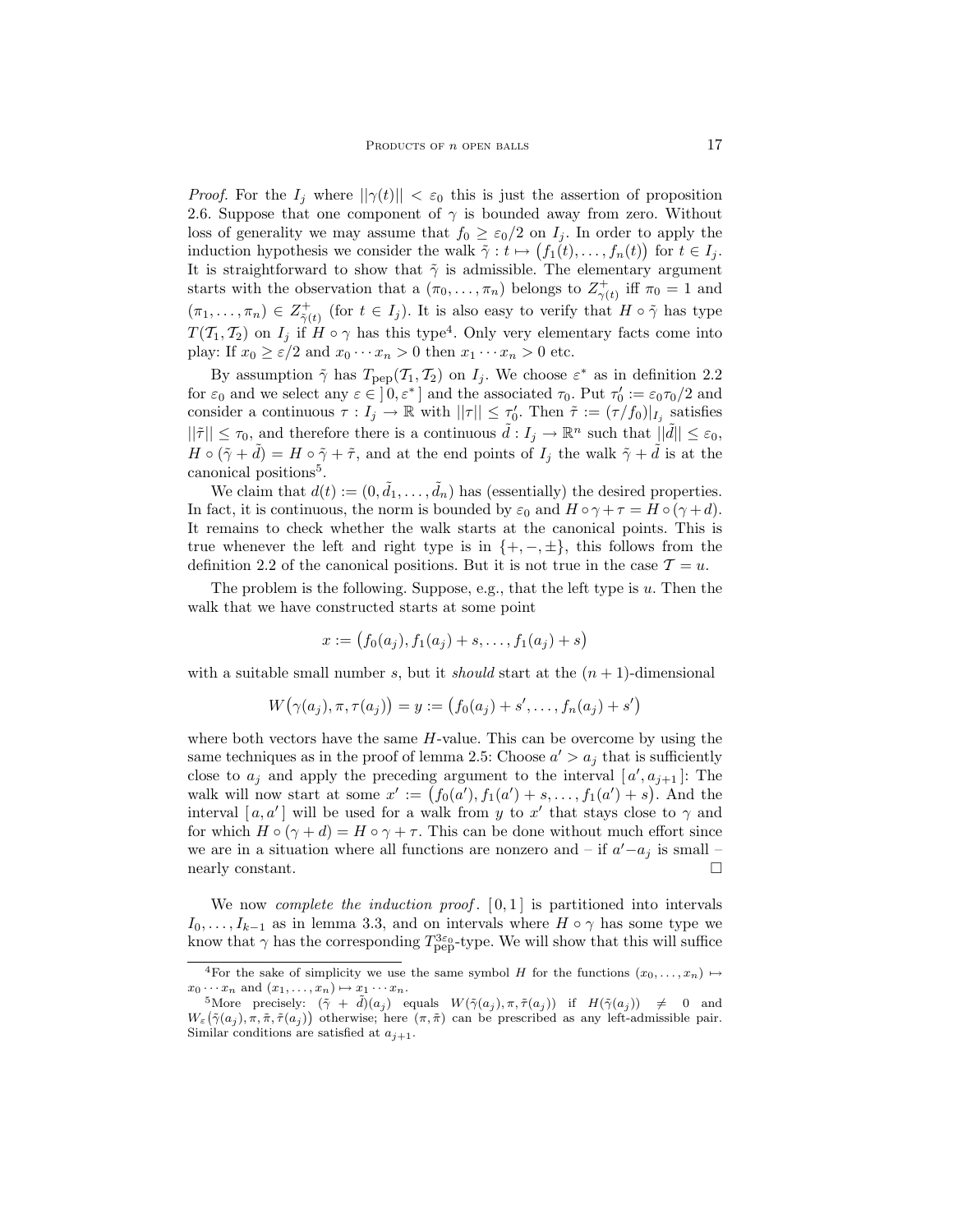*Proof.* For the $I_j$ where $||\gamma(t)|| < \varepsilon_0$ this is just the assertion of proposition 2.6. Suppose that one component of $\gamma$ is bounded away from zero. Without loss of generality we may assume that $f_0 \geq \varepsilon_0/2$ on $I_j$. In order to apply the induction hypothesis we consider the walk $\tilde{\gamma} : t \mapsto \big(f_1(t), \ldots, f_n(t)\big)$ for $t \in I_j$. It is straightforward to show that $\tilde{\gamma}$ is admissible. The elementary argument starts with the observation that a $(\pi_0, \ldots, \pi_n)$ belongs to $Z^+_{\gamma(t)}$ iff $\pi_0 = 1$ and $(\pi_1, \ldots, \pi_n) \in Z^+_{\tilde{\gamma}(t)}$ (for $t \in I_j$). It is also easy to verify that $H \circ \tilde{\gamma}$ has type $T(\mathcal{T}_1, \mathcal{T}_2)$ on $I_j$ if $H \circ \gamma$ has this type[4]. Only very elementary facts come into play: If $x_0 \geq \varepsilon/2$ and $x_0 \cdots x_n > 0$ then $x_1 \cdots x_n > 0$ etc.

By assumption $\tilde{\gamma}$ has $T_{\rm pep}(\mathcal{T}_1, \mathcal{T}_2)$ on $I_j$. We choose $\varepsilon^*$ as in definition 2.2 for $\varepsilon_0$ and we select any $\varepsilon \in \,]\,0, \varepsilon^*\,]$ and the associated $\tau_0$. Put $\tau_0' := \varepsilon_0 \tau_0/2$ and consider a continuous $\tau : I_j \to \mathbb{R}$ with $||\tau|| \leq \tau_0'$. Then $\tilde{\tau} := (\tau/f_0)|_{I_j}$ satisfies $||\tilde{\tau}|| \leq \tau_0$, and therefore there is a continuous $\tilde{d} : I_j \to \mathbb{R}^n$ such that $||\tilde{d}|| \leq \varepsilon_0$, $H \circ (\tilde{\gamma} + \tilde{d}) = H \circ \tilde{\gamma} + \tilde{\tau}$, and at the end points of $I_j$ the walk $\tilde{\gamma} + \tilde{d}$ is at the canonical positions[5].

We claim that $d(t) := (0, \tilde{d}_1, \ldots, \tilde{d}_n)$ has (essentially) the desired properties. In fact, it is continuous, the norm is bounded by $\varepsilon_0$ and $H \circ \gamma + \tau = H \circ (\gamma + d)$. It remains to check whether the walk starts at the canonical points. This is true whenever the left and right type is in $\{+, -, \pm\}$, this follows from the definition 2.2 of the canonical positions. But it is not true in the case $\mathcal{T} = u$.

The problem is the following. Suppose, e.g., that the left type is $u$. Then the walk that we have constructed starts at some point

$$x := \big(f_0(a_j), f_1(a_j) + s, \ldots, f_1(a_j) + s\big)$$

with a suitable small number $s$, but it *should* start at the $(n+1)$-dimensional

$$W\big(\gamma(a_j), \pi, \tau(a_j)\big) = y := \big(f_0(a_j) + s', \ldots, f_n(a_j) + s'\big)$$

where both vectors have the same $H$-value. This can be overcome by using the same techniques as in the proof of lemma 2.5: Choose $a' > a_j$ that is sufficiently close to $a_j$ and apply the preceding argument to the interval $[\,a', a_{j+1}\,]$: The walk will now start at some $x' := \big(f_0(a'), f_1(a') + s, \ldots, f_1(a') + s\big)$. And the interval $[\,a, a'\,]$ will be used for a walk from $y$ to $x'$ that stays close to $\gamma$ and for which $H \circ (\gamma + d) = H \circ \gamma + \tau$. This can be done without much effort since we are in a situation where all functions are nonzero and – if $a' - a_j$ is small – nearly constant. $\square$

We now *complete the induction proof*. $[\,0, 1\,]$ is partitioned into intervals $I_0, \ldots, I_{k-1}$ as in lemma 3.3, and on intervals where $H \circ \gamma$ has some type we know that $\gamma$ has the corresponding $T^{3\varepsilon_0}_{\rm pep}$-type. We will show that this will suffice

---

[4] For the sake of simplicity we use the same symbol $H$ for the functions $(x_0, \ldots, x_n) \mapsto x_0 \cdots x_n$ and $(x_1, \ldots, x_n) \mapsto x_1 \cdots x_n$.

[5] More precisely: $(\tilde{\gamma} + \tilde{d})(a_j)$ equals $W(\tilde{\gamma}(a_j), \pi, \tilde{\tau}(a_j))$ if $H(\tilde{\gamma}(a_j)) \neq 0$ and $W_\varepsilon(\tilde{\gamma}(a_j), \pi, \tilde{\pi}, \tilde{\tau}(a_j))$ otherwise; here $(\pi, \tilde{\pi})$ can be prescribed as any left-admissible pair. Similar conditions are satisfied at $a_{j+1}$.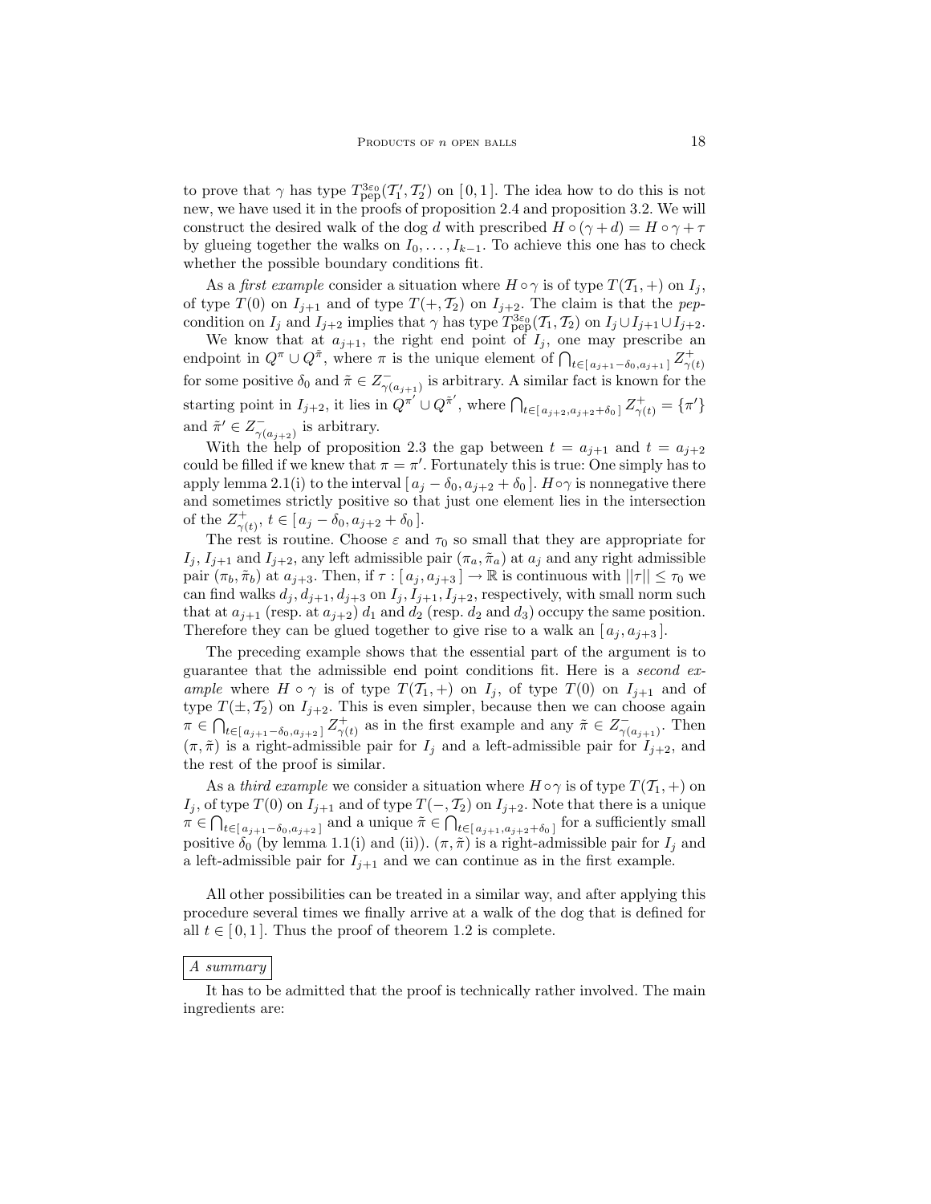to prove that $\gamma$ has type $T^{3\varepsilon_0}_{\rm pep}(\mathcal{T}_1', \mathcal{T}_2')$ on $[\,0,1\,]$. The idea how to do this is not new, we have used it in the proofs of proposition 2.4 and proposition 3.2. We will construct the desired walk of the dog $d$ with prescribed $H\circ(\gamma+d) = H\circ\gamma+\tau$ by glueing together the walks on $I_0,\ldots,I_{k-1}$. To achieve this one has to check whether the possible boundary conditions fit.

As a *first example* consider a situation where $H\circ\gamma$ is of type $T(\mathcal{T}_1,+)$ on $I_j$, of type $T(0)$ on $I_{j+1}$ and of type $T(+,\mathcal{T}_2)$ on $I_{j+2}$. The claim is that the *pep*-condition on $I_j$ and $I_{j+2}$ implies that $\gamma$ has type $T^{3\varepsilon_0}_{\rm pep}(\mathcal{T}_1,\mathcal{T}_2)$ on $I_j\cup I_{j+1}\cup I_{j+2}$.

We know that at $a_{j+1}$, the right end point of $I_j$, one may prescribe an endpoint in $Q^\pi\cup Q^{\tilde\pi}$, where $\pi$ is the unique element of $\bigcap_{t\in[\,a_{j+1}-\delta_0,a_{j+1}\,]} Z^+_{\gamma(t)}$ for some positive $\delta_0$ and $\tilde\pi\in Z^-_{\gamma(a_{j+1})}$ is arbitrary. A similar fact is known for the starting point in $I_{j+2}$, it lies in $Q^{\pi'}\cup Q^{\tilde\pi'}$, where $\bigcap_{t\in[\,a_{j+2},a_{j+2}+\delta_0\,]} Z^+_{\gamma(t)} = \{\pi'\}$ and $\tilde\pi'\in Z^-_{\gamma(a_{j+2})}$ is arbitrary.

With the help of proposition 2.3 the gap between $t=a_{j+1}$ and $t=a_{j+2}$ could be filled if we knew that $\pi=\pi'$. Fortunately this is true: One simply has to apply lemma 2.1(i) to the interval $[\,a_j-\delta_0,a_{j+2}+\delta_0\,]$. $H\circ\gamma$ is nonnegative there and sometimes strictly positive so that just one element lies in the intersection of the $Z^+_{\gamma(t)}$, $t\in[\,a_j-\delta_0,a_{j+2}+\delta_0\,]$.

The rest is routine. Choose $\varepsilon$ and $\tau_0$ so small that they are appropriate for $I_j$, $I_{j+1}$ and $I_{j+2}$, any left admissible pair $(\pi_a,\tilde\pi_a)$ at $a_j$ and any right admissible pair $(\pi_b,\tilde\pi_b)$ at $a_{j+3}$. Then, if $\tau:[\,a_j,a_{j+3}\,]\to\mathbb{R}$ is continuous with $||\tau||\le\tau_0$ we can find walks $d_j,d_{j+1},d_{j+3}$ on $I_j,I_{j+1},I_{j+2}$, respectively, with small norm such that at $a_{j+1}$ (resp. at $a_{j+2}$) $d_1$ and $d_2$ (resp. $d_2$ and $d_3$) occupy the same position. Therefore they can be glued together to give rise to a walk an $[\,a_j,a_{j+3}\,]$.

The preceding example shows that the essential part of the argument is to guarantee that the admissible end point conditions fit. Here is a *second example* where $H\circ\gamma$ is of type $T(\mathcal{T}_1,+)$ on $I_j$, of type $T(0)$ on $I_{j+1}$ and of type $T(\pm,\mathcal{T}_2)$ on $I_{j+2}$. This is even simpler, because then we can choose again $\pi\in\bigcap_{t\in[\,a_{j+1}-\delta_0,a_{j+2}\,]} Z^+_{\gamma(t)}$ as in the first example and any $\tilde\pi\in Z^-_{\gamma(a_{j+1})}$. Then $(\pi,\tilde\pi)$ is a right-admissible pair for $I_j$ and a left-admissible pair for $I_{j+2}$, and the rest of the proof is similar.

As a *third example* we consider a situation where $H\circ\gamma$ is of type $T(\mathcal{T}_1,+)$ on $I_j$, of type $T(0)$ on $I_{j+1}$ and of type $T(-,\mathcal{T}_2)$ on $I_{j+2}$. Note that there is a unique $\pi\in\bigcap_{t\in[\,a_{j+1}-\delta_0,a_{j+2}\,]}$ and a unique $\tilde\pi\in\bigcap_{t\in[\,a_{j+1},a_{j+2}+\delta_0\,]}$ for a sufficiently small positive $\delta_0$ (by lemma 1.1(i) and (ii)). $(\pi,\tilde\pi)$ is a right-admissible pair for $I_j$ and a left-admissible pair for $I_{j+1}$ and we can continue as in the first example.

All other possibilities can be treated in a similar way, and after applying this procedure several times we finally arrive at a walk of the dog that is defined for all $t\in[\,0,1\,]$. Thus the proof of theorem 1.2 is complete.

*A summary*

It has to be admitted that the proof is technically rather involved. The main ingredients are: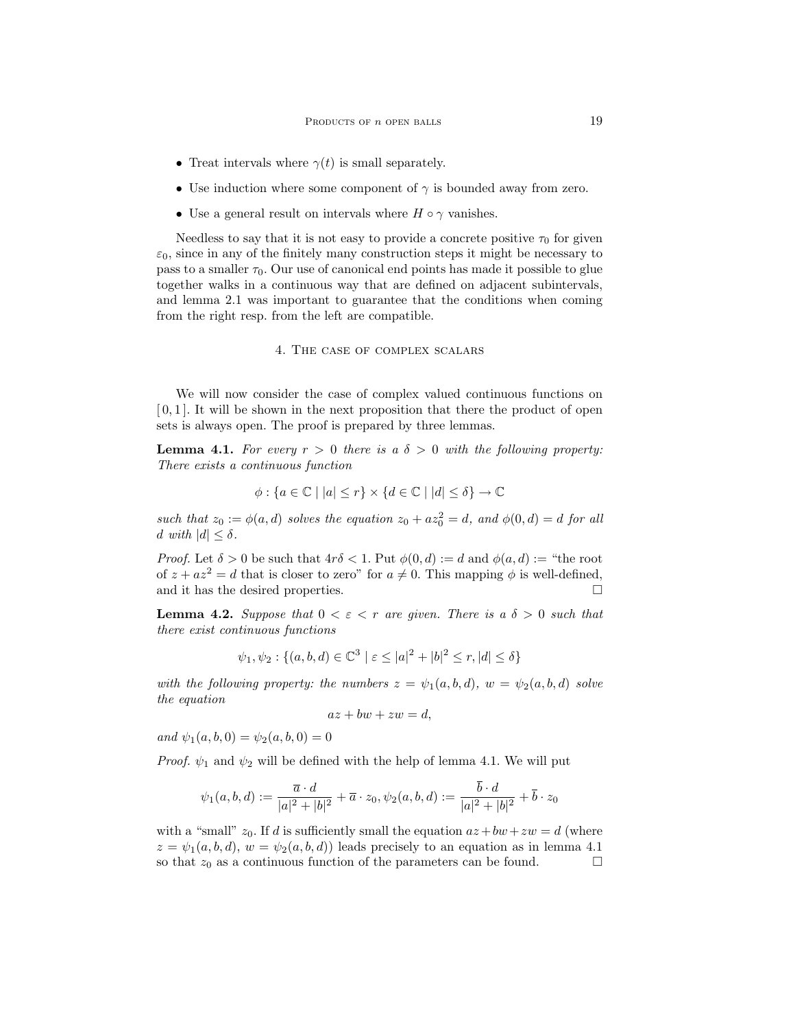- Treat intervals where $\gamma(t)$ is small separately.
- Use induction where some component of $\gamma$ is bounded away from zero.
- Use a general result on intervals where $H \circ \gamma$ vanishes.

Needless to say that it is not easy to provide a concrete positive $\tau_0$ for given $\varepsilon_0$, since in any of the finitely many construction steps it might be necessary to pass to a smaller $\tau_0$. Our use of canonical end points has made it possible to glue together walks in a continuous way that are defined on adjacent subintervals, and lemma 2.1 was important to guarantee that the conditions when coming from the right resp. from the left are compatible.

## 4. The case of complex scalars

We will now consider the case of complex valued continuous functions on $[0, 1]$. It will be shown in the next proposition that there the product of open sets is always open. The proof is prepared by three lemmas.

**Lemma 4.1.** *For every $r > 0$ there is a $\delta > 0$ with the following property: There exists a continuous function*

$$\phi : \{a \in \mathbb{C} \mid |a| \leq r\} \times \{d \in \mathbb{C} \mid |d| \leq \delta\} \to \mathbb{C}$$

*such that $z_0 := \phi(a, d)$ solves the equation $z_0 + az_0^2 = d$, and $\phi(0, d) = d$ for all $d$ with $|d| \leq \delta$.*

*Proof.* Let $\delta > 0$ be such that $4r\delta < 1$. Put $\phi(0, d) := d$ and $\phi(a, d) :=$ "the root of $z + az^2 = d$ that is closer to zero" for $a \neq 0$. This mapping $\phi$ is well-defined, and it has the desired properties. □

**Lemma 4.2.** *Suppose that $0 < \varepsilon < r$ are given. There is a $\delta > 0$ such that there exist continuous functions*

$$\psi_1, \psi_2 : \{(a, b, d) \in \mathbb{C}^3 \mid \varepsilon \leq |a|^2 + |b|^2 \leq r, |d| \leq \delta\}$$

*with the following property: the numbers $z = \psi_1(a, b, d)$, $w = \psi_2(a, b, d)$ solve the equation*

$$az + bw + zw = d,$$

*and $\psi_1(a, b, 0) = \psi_2(a, b, 0) = 0$*

*Proof.* $\psi_1$ and $\psi_2$ will be defined with the help of lemma 4.1. We will put

$$\psi_1(a, b, d) := \frac{\overline{a} \cdot d}{|a|^2 + |b|^2} + \overline{a} \cdot z_0, \psi_2(a, b, d) := \frac{\overline{b} \cdot d}{|a|^2 + |b|^2} + \overline{b} \cdot z_0$$

with a "small" $z_0$. If $d$ is sufficiently small the equation $az + bw + zw = d$ (where $z = \psi_1(a, b, d)$, $w = \psi_2(a, b, d)$) leads precisely to an equation as in lemma 4.1 so that $z_0$ as a continuous function of the parameters can be found. □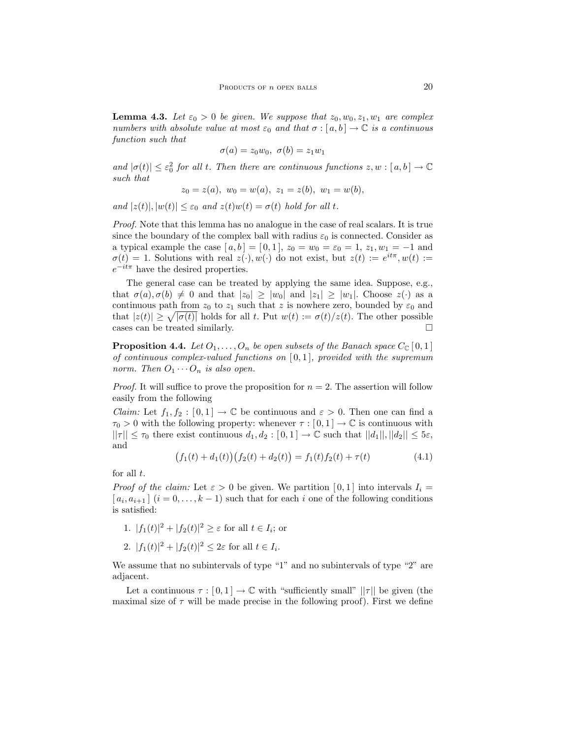**Lemma 4.3.** *Let $\varepsilon_0 > 0$ be given. We suppose that $z_0, w_0, z_1, w_1$ are complex numbers with absolute value at most $\varepsilon_0$ and that $\sigma : [\,a, b\,] \to \mathbb{C}$ is a continuous function such that*

$$\sigma(a) = z_0 w_0,\ \sigma(b) = z_1 w_1$$

*and $|\sigma(t)| \le \varepsilon_0^2$ for all $t$. Then there are continuous functions $z, w : [\,a, b\,] \to \mathbb{C}$ such that*

$$z_0 = z(a),\ w_0 = w(a),\ z_1 = z(b),\ w_1 = w(b),$$

*and $|z(t)|, |w(t)| \le \varepsilon_0$ and $z(t)w(t) = \sigma(t)$ hold for all $t$.*

*Proof.* Note that this lemma has no analogue in the case of real scalars. It is true since the boundary of the complex ball with radius $\varepsilon_0$ is connected. Consider as a typical example the case $[\,a, b\,] = [\,0, 1\,]$, $z_0 = w_0 = \varepsilon_0 = 1$, $z_1, w_1 = -1$ and $\sigma(t) = 1$. Solutions with real $z(\cdot), w(\cdot)$ do not exist, but $z(t) := e^{it\pi}, w(t) := e^{-it\pi}$ have the desired properties.

The general case can be treated by applying the same idea. Suppose, e.g., that $\sigma(a), \sigma(b) \ne 0$ and that $|z_0| \ge |w_0|$ and $|z_1| \ge |w_1|$. Choose $z(\cdot)$ as a continuous path from $z_0$ to $z_1$ such that $z$ is nowhere zero, bounded by $\varepsilon_0$ and that $|z(t)| \ge \sqrt{|\sigma(t)|}$ holds for all $t$. Put $w(t) := \sigma(t)/z(t)$. The other possible cases can be treated similarly. $\square$

**Proposition 4.4.** *Let $O_1, \ldots, O_n$ be open subsets of the Banach space $C_{\mathbb{C}}\,[\,0, 1\,]$ of continuous complex-valued functions on $[\,0, 1\,]$, provided with the supremum norm. Then $O_1 \cdots O_n$ is also open.*

*Proof.* It will suffice to prove the proposition for $n = 2$. The assertion will follow easily from the following

*Claim:* Let $f_1, f_2 : [\,0, 1\,] \to \mathbb{C}$ be continuous and $\varepsilon > 0$. Then one can find a $\tau_0 > 0$ with the following property: whenever $\tau : [\,0, 1\,] \to \mathbb{C}$ is continuous with $||\tau|| \le \tau_0$ there exist continuous $d_1, d_2 : [\,0, 1\,] \to \mathbb{C}$ such that $||d_1||, ||d_2|| \le 5\varepsilon$, and

$$\big(f_1(t) + d_1(t)\big)\big(f_2(t) + d_2(t)\big) = f_1(t)f_2(t) + \tau(t) \tag{4.1}$$

for all $t$.

*Proof of the claim:* Let $\varepsilon > 0$ be given. We partition $[\,0, 1\,]$ into intervals $I_i = [\,a_i, a_{i+1}\,]$ $(i = 0, \ldots, k-1)$ such that for each $i$ one of the following conditions is satisfied:

1. $|f_1(t)|^2 + |f_2(t)|^2 \ge \varepsilon$ for all $t \in I_i$; or
2. $|f_1(t)|^2 + |f_2(t)|^2 \le 2\varepsilon$ for all $t \in I_i$.

We assume that no subintervals of type "1" and no subintervals of type "2" are adjacent.

Let a continuous $\tau : [\,0, 1\,] \to \mathbb{C}$ with "sufficiently small" $||\tau||$ be given (the maximal size of $\tau$ will be made precise in the following proof). First we define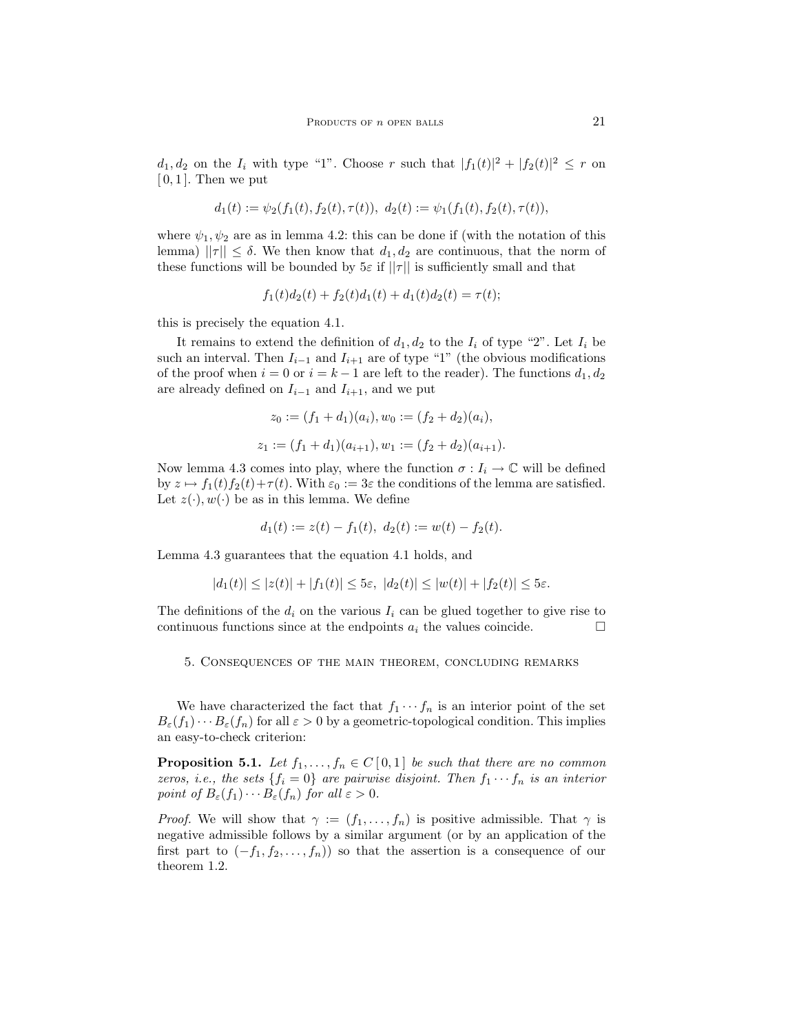$d_1, d_2$ on the $I_i$ with type "1". Choose $r$ such that $|f_1(t)|^2 + |f_2(t)|^2 \leq r$ on $[0,1]$. Then we put

$$d_1(t) := \psi_2(f_1(t), f_2(t), \tau(t)),\ d_2(t) := \psi_1(f_1(t), f_2(t), \tau(t)),$$

where $\psi_1, \psi_2$ are as in lemma 4.2: this can be done if (with the notation of this lemma) $||\tau|| \leq \delta$. We then know that $d_1, d_2$ are continuous, that the norm of these functions will be bounded by $5\varepsilon$ if $||\tau||$ is sufficiently small and that

$$f_1(t)d_2(t) + f_2(t)d_1(t) + d_1(t)d_2(t) = \tau(t);$$

this is precisely the equation 4.1.

It remains to extend the definition of $d_1, d_2$ to the $I_i$ of type "2". Let $I_i$ be such an interval. Then $I_{i-1}$ and $I_{i+1}$ are of type "1" (the obvious modifications of the proof when $i = 0$ or $i = k-1$ are left to the reader). The functions $d_1, d_2$ are already defined on $I_{i-1}$ and $I_{i+1}$, and we put

$$z_0 := (f_1 + d_1)(a_i), w_0 := (f_2 + d_2)(a_i),$$

$$z_1 := (f_1 + d_1)(a_{i+1}), w_1 := (f_2 + d_2)(a_{i+1}).$$

Now lemma 4.3 comes into play, where the function $\sigma : I_i \to \mathbb{C}$ will be defined by $z \mapsto f_1(t)f_2(t) + \tau(t)$. With $\varepsilon_0 := 3\varepsilon$ the conditions of the lemma are satisfied. Let $z(\cdot), w(\cdot)$ be as in this lemma. We define

$$d_1(t) := z(t) - f_1(t),\ d_2(t) := w(t) - f_2(t).$$

Lemma 4.3 guarantees that the equation 4.1 holds, and

$$|d_1(t)| \leq |z(t)| + |f_1(t)| \leq 5\varepsilon,\ |d_2(t)| \leq |w(t)| + |f_2(t)| \leq 5\varepsilon.$$

The definitions of the $d_i$ on the various $I_i$ can be glued together to give rise to continuous functions since at the endpoints $a_i$ the values coincide. □

## 5. Consequences of the main theorem, concluding remarks

We have characterized the fact that $f_1 \cdots f_n$ is an interior point of the set $B_\varepsilon(f_1) \cdots B_\varepsilon(f_n)$ for all $\varepsilon > 0$ by a geometric-topological condition. This implies an easy-to-check criterion:

**Proposition 5.1.** *Let $f_1, \ldots, f_n \in C[0,1]$ be such that there are no common zeros, i.e., the sets $\{f_i = 0\}$ are pairwise disjoint. Then $f_1 \cdots f_n$ is an interior point of $B_\varepsilon(f_1) \cdots B_\varepsilon(f_n)$ for all $\varepsilon > 0$.*

*Proof.* We will show that $\gamma := (f_1, \ldots, f_n)$ is positive admissible. That $\gamma$ is negative admissible follows by a similar argument (or by an application of the first part to $(-f_1, f_2, \ldots, f_n)$) so that the assertion is a consequence of our theorem 1.2.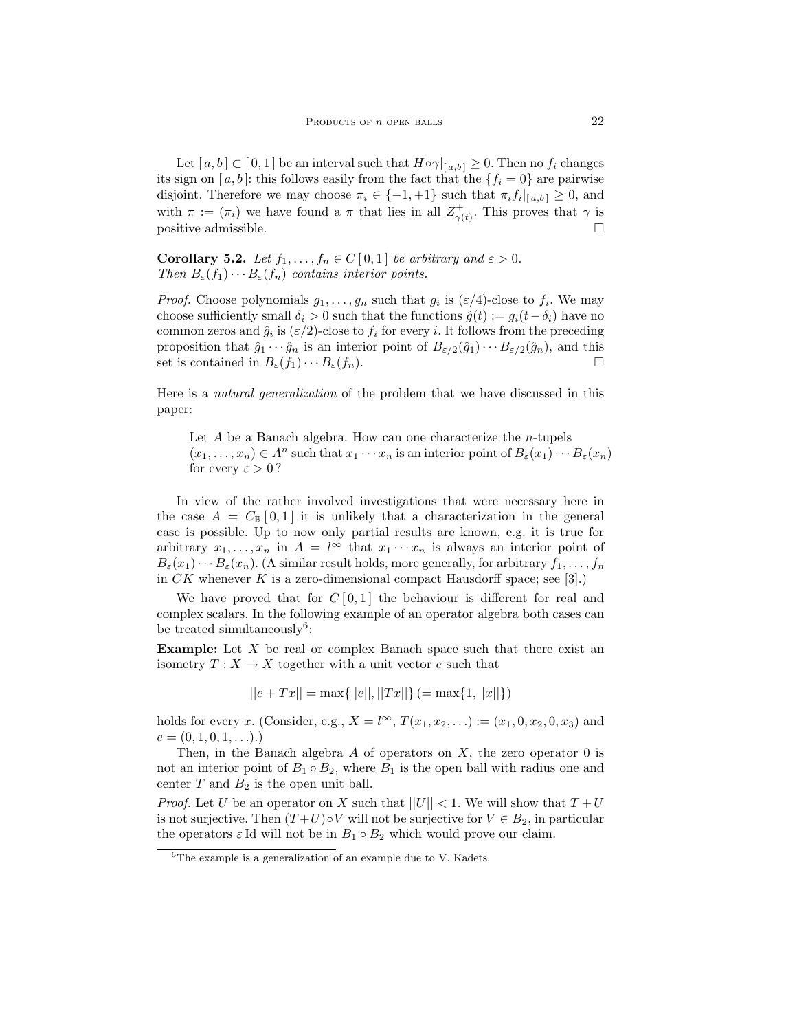Let $[\,a,b\,] \subset [\,0,1\,]$ be an interval such that $H \circ \gamma|_{[\,a,b\,]} \geq 0$. Then no $f_i$ changes its sign on $[\,a,b\,]$: this follows easily from the fact that the $\{f_i = 0\}$ are pairwise disjoint. Therefore we may choose $\pi_i \in \{-1,+1\}$ such that $\pi_i f_i|_{[\,a,b\,]} \geq 0$, and with $\pi := (\pi_i)$ we have found a $\pi$ that lies in all $Z^+_{\gamma(t)}$. This proves that $\gamma$ is positive admissible. $\square$

**Corollary 5.2.** *Let $f_1, \ldots, f_n \in C\,[\,0,1\,]$ be arbitrary and $\varepsilon > 0$. Then $B_\varepsilon(f_1) \cdots B_\varepsilon(f_n)$ contains interior points.*

*Proof.* Choose polynomials $g_1, \ldots, g_n$ such that $g_i$ is $(\varepsilon/4)$-close to $f_i$. We may choose sufficiently small $\delta_i > 0$ such that the functions $\hat{g}(t) := g_i(t - \delta_i)$ have no common zeros and $\hat{g}_i$ is $(\varepsilon/2)$-close to $f_i$ for every $i$. It follows from the preceding proposition that $\hat{g}_1 \cdots \hat{g}_n$ is an interior point of $B_{\varepsilon/2}(\hat{g}_1) \cdots B_{\varepsilon/2}(\hat{g}_n)$, and this set is contained in $B_\varepsilon(f_1) \cdots B_\varepsilon(f_n)$. $\square$

Here is a *natural generalization* of the problem that we have discussed in this paper:

> Let $A$ be a Banach algebra. How can one characterize the $n$-tupels $(x_1, \ldots, x_n) \in A^n$ such that $x_1 \cdots x_n$ is an interior point of $B_\varepsilon(x_1) \cdots B_\varepsilon(x_n)$ for every $\varepsilon > 0$?

In view of the rather involved investigations that were necessary here in the case $A = C_{\mathbb{R}}\,[\,0,1\,]$ it is unlikely that a characterization in the general case is possible. Up to now only partial results are known, e.g. it is true for arbitrary $x_1, \ldots, x_n$ in $A = l^\infty$ that $x_1 \cdots x_n$ is always an interior point of $B_\varepsilon(x_1) \cdots B_\varepsilon(x_n)$. (A similar result holds, more generally, for arbitrary $f_1, \ldots, f_n$ in $CK$ whenever $K$ is a zero-dimensional compact Hausdorff space; see [3].)

We have proved that for $C\,[\,0,1\,]$ the behaviour is different for real and complex scalars. In the following example of an operator algebra both cases can be treated simultaneously[6]:

**Example:** Let $X$ be real or complex Banach space such that there exist an isometry $T : X \to X$ together with a unit vector $e$ such that

$$||e + Tx|| = \max\{||e||, ||Tx||\} \; (= \max\{1, ||x||\})$$

holds for every $x$. (Consider, e.g., $X = l^\infty$, $T(x_1, x_2, \ldots) := (x_1, 0, x_2, 0, x_3)$ and $e = (0, 1, 0, 1, \ldots)$.)

Then, in the Banach algebra $A$ of operators on $X$, the zero operator $0$ is not an interior point of $B_1 \circ B_2$, where $B_1$ is the open ball with radius one and center $T$ and $B_2$ is the open unit ball.

*Proof.* Let $U$ be an operator on $X$ such that $||U|| < 1$. We will show that $T + U$ is not surjective. Then $(T+U) \circ V$ will not be surjective for $V \in B_2$, in particular the operators $\varepsilon\,\mathrm{Id}$ will not be in $B_1 \circ B_2$ which would prove our claim.

---

[6] The example is a generalization of an example due to V. Kadets.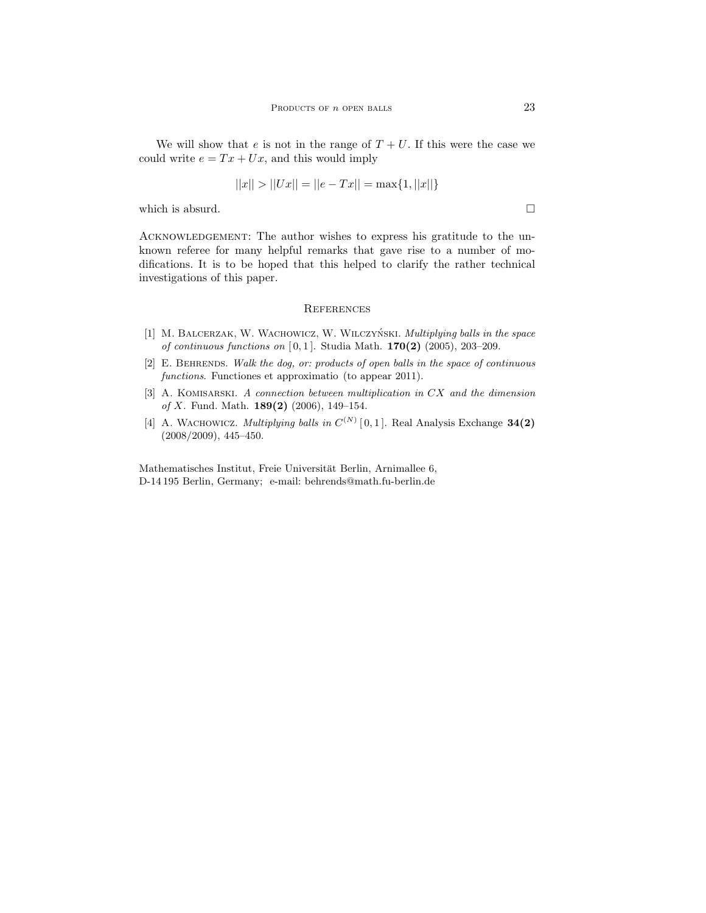We will show that $e$ is not in the range of $T+U$. If this were the case we could write $e = Tx + Ux$, and this would imply

$$||x|| > ||Ux|| = ||e - Tx|| = \max\{1, ||x||\}$$

which is absurd. $\square$

Acknowledgement: The author wishes to express his gratitude to the unknown referee for many helpful remarks that gave rise to a number of modifications. It is to be hoped that this helped to clarify the rather technical investigations of this paper.

## References

[1] M. Balcerzak, W. Wachowicz, W. Wilczyński. *Multiplying balls in the space of continuous functions on* $[0,1]$. Studia Math. **170(2)** (2005), 203–209.

[2] E. Behrends. *Walk the dog, or: products of open balls in the space of continuous functions*. Functiones et approximatio (to appear 2011).

[3] A. Komisarski. *A connection between multiplication in* $CX$ *and the dimension of* $X$. Fund. Math. **189(2)** (2006), 149–154.

[4] A. Wachowicz. *Multiplying balls in* $C^{(N)}[0,1]$. Real Analysis Exchange **34(2)** (2008/2009), 445–450.

Mathematisches Institut, Freie Universität Berlin, Arnimallee 6,
D-14 195 Berlin, Germany; e-mail: behrends@math.fu-berlin.de